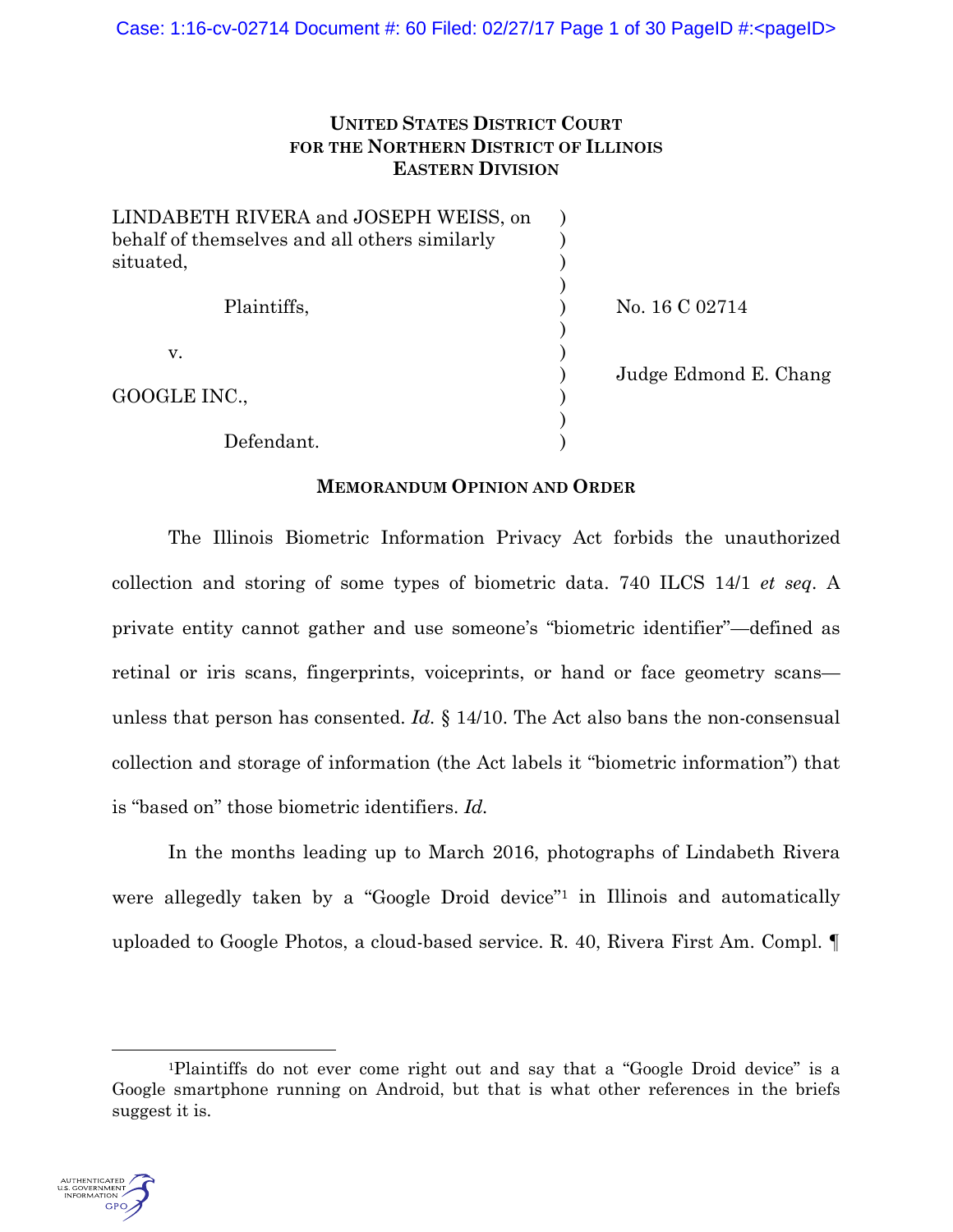**UNITED STATES DISTRICT COURT**
**FOR THE NORTHERN DISTRICT OF ILLINOIS**
**EASTERN DIVISION**

| | | |
|---|---|---|
| LINDABETH RIVERA and JOSEPH WEISS, on behalf of themselves and all others similarly situated, | ) | |
| Plaintiffs, | ) | No. 16 C 02714 |
| v. | ) | |
| | ) | Judge Edmond E. Chang |
| GOOGLE INC., | ) | |
| Defendant. | ) | |

**MEMORANDUM OPINION AND ORDER**

The Illinois Biometric Information Privacy Act forbids the unauthorized collection and storing of some types of biometric data. 740 ILCS 14/1 *et seq*. A private entity cannot gather and use someone's "biometric identifier"—defined as retinal or iris scans, fingerprints, voiceprints, or hand or face geometry scans—unless that person has consented. *Id.* § 14/10. The Act also bans the non-consensual collection and storage of information (the Act labels it "biometric information") that is "based on" those biometric identifiers. *Id.*

In the months leading up to March 2016, photographs of Lindabeth Rivera were allegedly taken by a "Google Droid device"[1] in Illinois and automatically uploaded to Google Photos, a cloud-based service. R. 40, Rivera First Am. Compl. ¶

[1]Plaintiffs do not ever come right out and say that a "Google Droid device" is a Google smartphone running on Android, but that is what other references in the briefs suggest it is.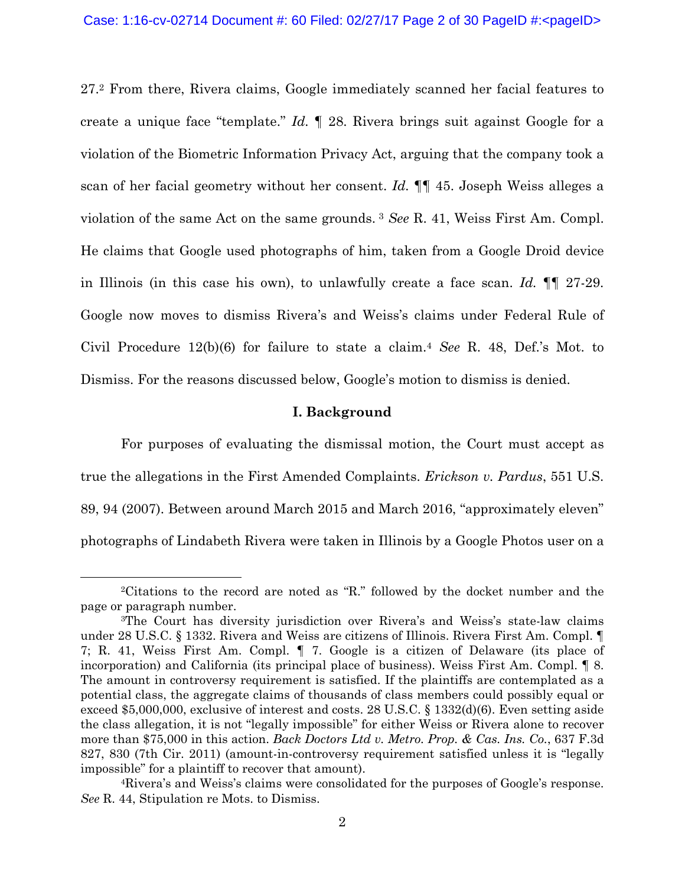27.[2] From there, Rivera claims, Google immediately scanned her facial features to create a unique face "template." *Id.* ¶ 28. Rivera brings suit against Google for a violation of the Biometric Information Privacy Act, arguing that the company took a scan of her facial geometry without her consent. *Id.* ¶¶ 45. Joseph Weiss alleges a violation of the same Act on the same grounds. [3] *See* R. 41, Weiss First Am. Compl. He claims that Google used photographs of him, taken from a Google Droid device in Illinois (in this case his own), to unlawfully create a face scan. *Id.* ¶¶ 27-29. Google now moves to dismiss Rivera's and Weiss's claims under Federal Rule of Civil Procedure 12(b)(6) for failure to state a claim.[4] *See* R. 48, Def.'s Mot. to Dismiss. For the reasons discussed below, Google's motion to dismiss is denied.

## I. Background

For purposes of evaluating the dismissal motion, the Court must accept as true the allegations in the First Amended Complaints. *Erickson v. Pardus*, 551 U.S. 89, 94 (2007). Between around March 2015 and March 2016, "approximately eleven" photographs of Lindabeth Rivera were taken in Illinois by a Google Photos user on a

---

[2]Citations to the record are noted as "R." followed by the docket number and the page or paragraph number.

[3]The Court has diversity jurisdiction over Rivera's and Weiss's state-law claims under 28 U.S.C. § 1332. Rivera and Weiss are citizens of Illinois. Rivera First Am. Compl. ¶ 7; R. 41, Weiss First Am. Compl. ¶ 7. Google is a citizen of Delaware (its place of incorporation) and California (its principal place of business). Weiss First Am. Compl. ¶ 8. The amount in controversy requirement is satisfied. If the plaintiffs are contemplated as a potential class, the aggregate claims of thousands of class members could possibly equal or exceed $5,000,000, exclusive of interest and costs. 28 U.S.C. § 1332(d)(6). Even setting aside the class allegation, it is not "legally impossible" for either Weiss or Rivera alone to recover more than $75,000 in this action. *Back Doctors Ltd v. Metro. Prop. & Cas. Ins. Co.*, 637 F.3d 827, 830 (7th Cir. 2011) (amount-in-controversy requirement satisfied unless it is "legally impossible" for a plaintiff to recover that amount).

[4]Rivera's and Weiss's claims were consolidated for the purposes of Google's response. *See* R. 44, Stipulation re Mots. to Dismiss.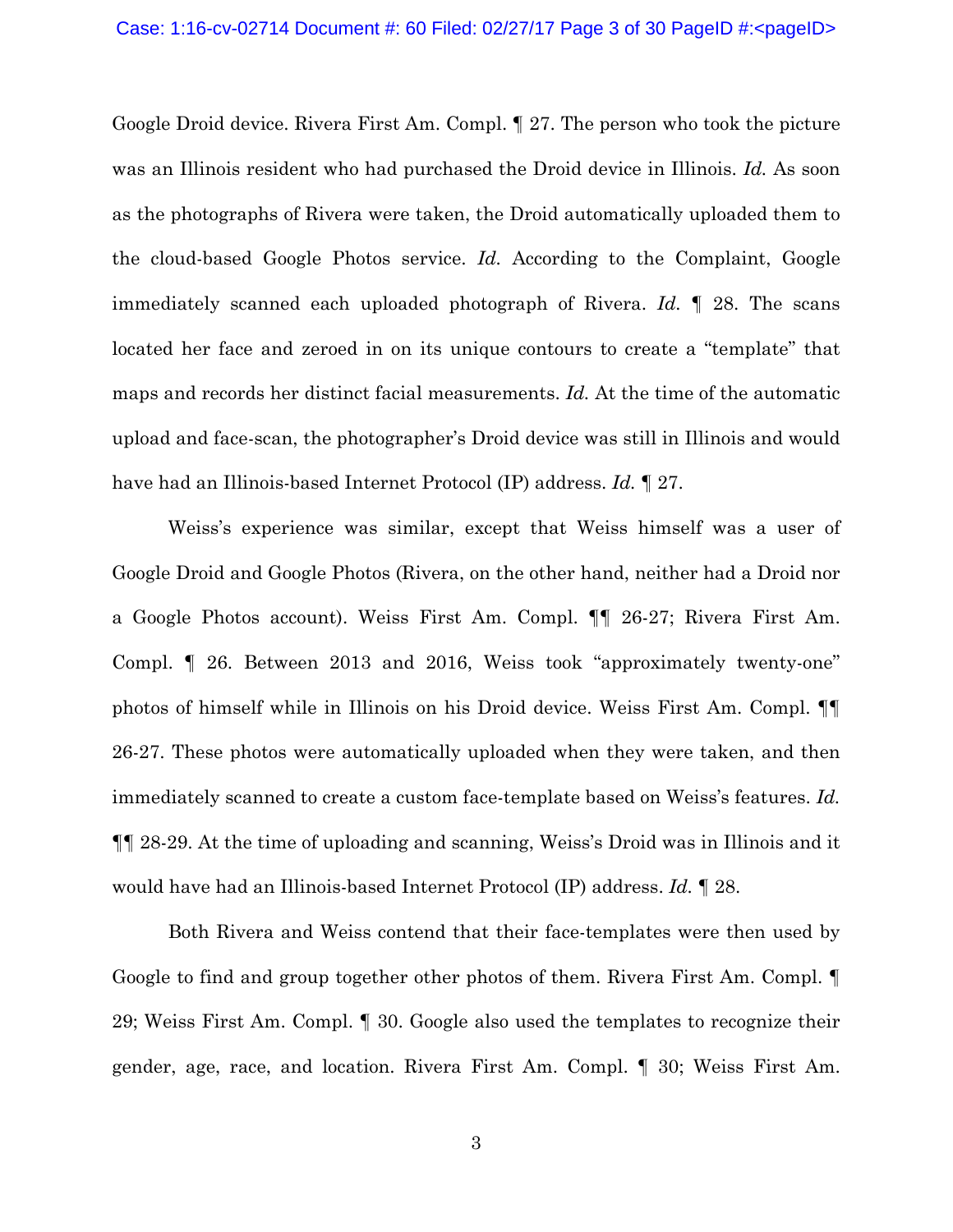Google Droid device. Rivera First Am. Compl. ¶ 27. The person who took the picture was an Illinois resident who had purchased the Droid device in Illinois. *Id.* As soon as the photographs of Rivera were taken, the Droid automatically uploaded them to the cloud-based Google Photos service. *Id.* According to the Complaint, Google immediately scanned each uploaded photograph of Rivera. *Id.* ¶ 28. The scans located her face and zeroed in on its unique contours to create a "template" that maps and records her distinct facial measurements. *Id.* At the time of the automatic upload and face-scan, the photographer's Droid device was still in Illinois and would have had an Illinois-based Internet Protocol (IP) address. *Id.* ¶ 27.

Weiss's experience was similar, except that Weiss himself was a user of Google Droid and Google Photos (Rivera, on the other hand, neither had a Droid nor a Google Photos account). Weiss First Am. Compl. ¶¶ 26-27; Rivera First Am. Compl. ¶ 26. Between 2013 and 2016, Weiss took "approximately twenty-one" photos of himself while in Illinois on his Droid device. Weiss First Am. Compl. ¶¶ 26-27. These photos were automatically uploaded when they were taken, and then immediately scanned to create a custom face-template based on Weiss's features. *Id.* ¶¶ 28-29. At the time of uploading and scanning, Weiss's Droid was in Illinois and it would have had an Illinois-based Internet Protocol (IP) address. *Id.* ¶ 28.

Both Rivera and Weiss contend that their face-templates were then used by Google to find and group together other photos of them. Rivera First Am. Compl. ¶ 29; Weiss First Am. Compl. ¶ 30. Google also used the templates to recognize their gender, age, race, and location. Rivera First Am. Compl. ¶ 30; Weiss First Am.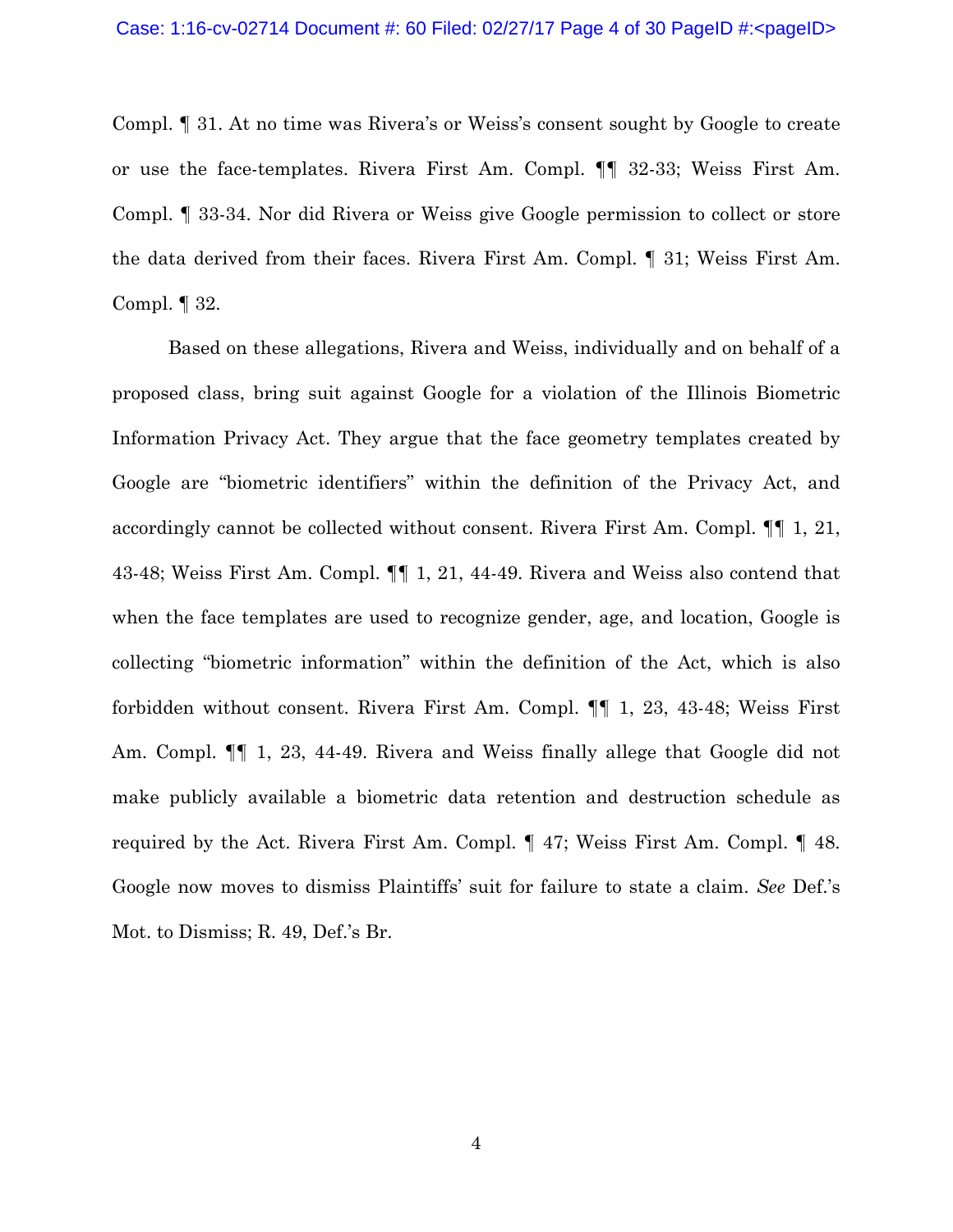Compl. ¶ 31. At no time was Rivera's or Weiss's consent sought by Google to create or use the face-templates. Rivera First Am. Compl. ¶¶ 32-33; Weiss First Am. Compl. ¶ 33-34. Nor did Rivera or Weiss give Google permission to collect or store the data derived from their faces. Rivera First Am. Compl. ¶ 31; Weiss First Am. Compl. ¶ 32.

Based on these allegations, Rivera and Weiss, individually and on behalf of a proposed class, bring suit against Google for a violation of the Illinois Biometric Information Privacy Act. They argue that the face geometry templates created by Google are "biometric identifiers" within the definition of the Privacy Act, and accordingly cannot be collected without consent. Rivera First Am. Compl. ¶¶ 1, 21, 43-48; Weiss First Am. Compl. ¶¶ 1, 21, 44-49. Rivera and Weiss also contend that when the face templates are used to recognize gender, age, and location, Google is collecting "biometric information" within the definition of the Act, which is also forbidden without consent. Rivera First Am. Compl. ¶¶ 1, 23, 43-48; Weiss First Am. Compl. ¶¶ 1, 23, 44-49. Rivera and Weiss finally allege that Google did not make publicly available a biometric data retention and destruction schedule as required by the Act. Rivera First Am. Compl. ¶ 47; Weiss First Am. Compl. ¶ 48. Google now moves to dismiss Plaintiffs' suit for failure to state a claim. *See* Def.'s Mot. to Dismiss; R. 49, Def.'s Br.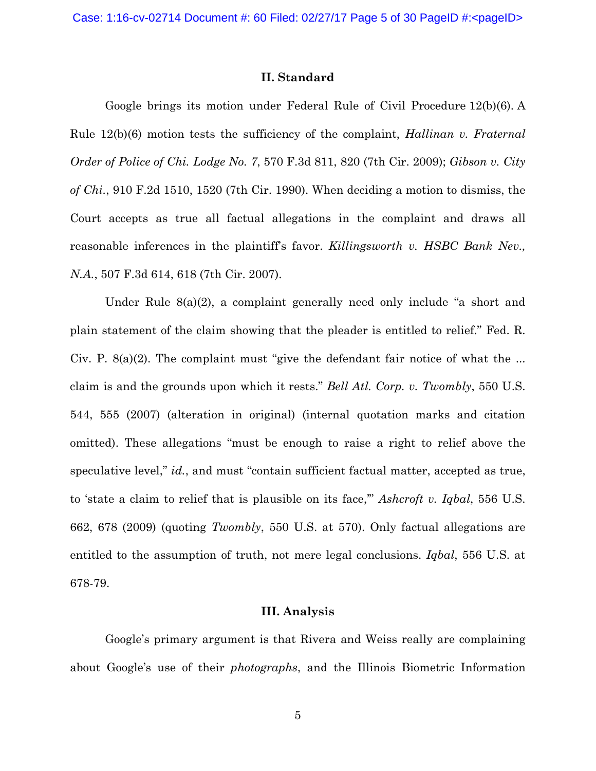## II. Standard

Google brings its motion under Federal Rule of Civil Procedure 12(b)(6). A Rule 12(b)(6) motion tests the sufficiency of the complaint, *Hallinan v. Fraternal Order of Police of Chi. Lodge No. 7*, 570 F.3d 811, 820 (7th Cir. 2009); *Gibson v. City of Chi.*, 910 F.2d 1510, 1520 (7th Cir. 1990). When deciding a motion to dismiss, the Court accepts as true all factual allegations in the complaint and draws all reasonable inferences in the plaintiff's favor. *Killingsworth v. HSBC Bank Nev., N.A.*, 507 F.3d 614, 618 (7th Cir. 2007).

Under Rule 8(a)(2), a complaint generally need only include "a short and plain statement of the claim showing that the pleader is entitled to relief." Fed. R. Civ. P. 8(a)(2). The complaint must "give the defendant fair notice of what the ... claim is and the grounds upon which it rests." *Bell Atl. Corp. v. Twombly*, 550 U.S. 544, 555 (2007) (alteration in original) (internal quotation marks and citation omitted). These allegations "must be enough to raise a right to relief above the speculative level," *id.*, and must "contain sufficient factual matter, accepted as true, to 'state a claim to relief that is plausible on its face,'" *Ashcroft v. Iqbal*, 556 U.S. 662, 678 (2009) (quoting *Twombly*, 550 U.S. at 570). Only factual allegations are entitled to the assumption of truth, not mere legal conclusions. *Iqbal*, 556 U.S. at 678-79.

## III. Analysis

Google's primary argument is that Rivera and Weiss really are complaining about Google's use of their *photographs*, and the Illinois Biometric Information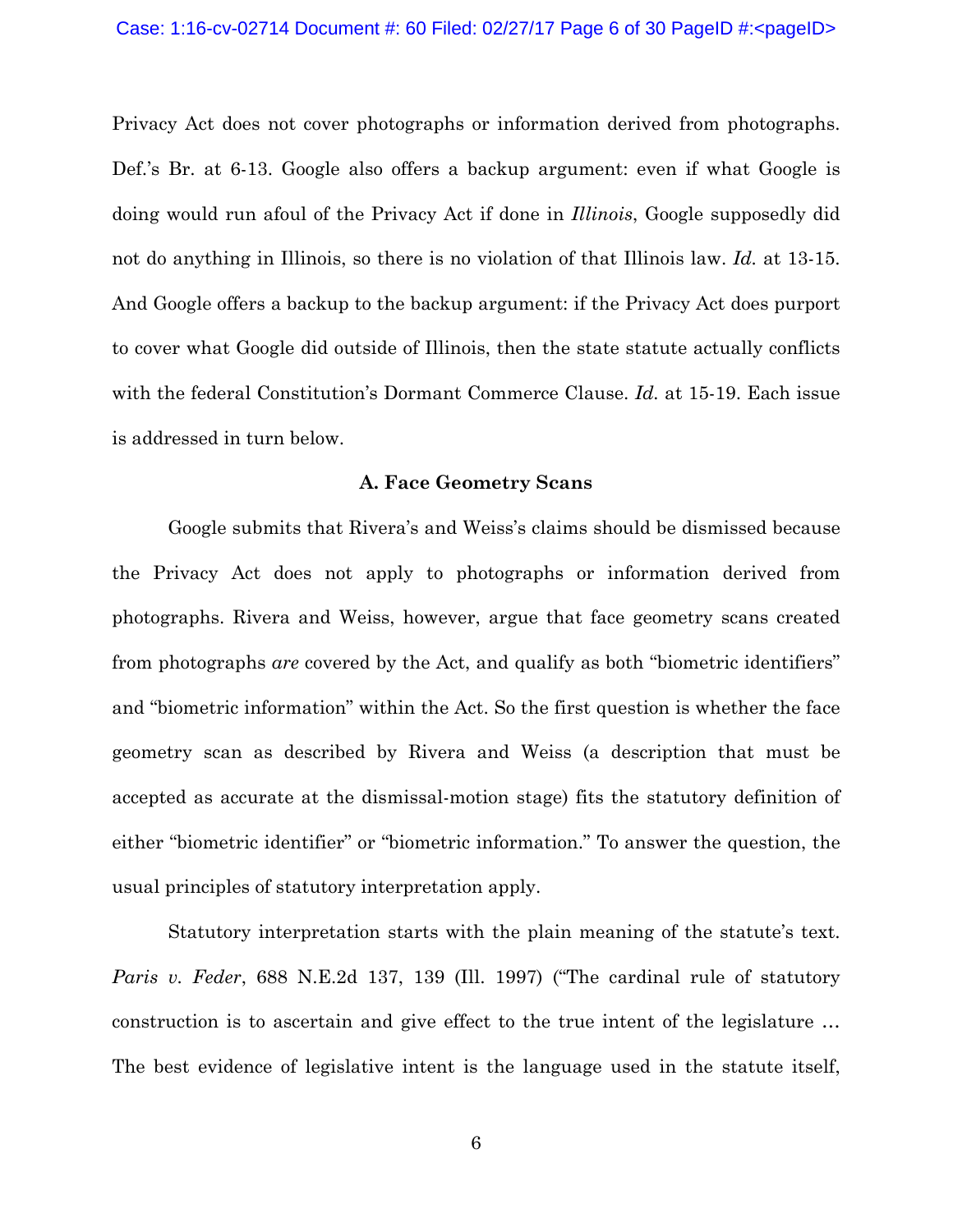Privacy Act does not cover photographs or information derived from photographs. Def.'s Br. at 6-13. Google also offers a backup argument: even if what Google is doing would run afoul of the Privacy Act if done in *Illinois*, Google supposedly did not do anything in Illinois, so there is no violation of that Illinois law. *Id.* at 13-15. And Google offers a backup to the backup argument: if the Privacy Act does purport to cover what Google did outside of Illinois, then the state statute actually conflicts with the federal Constitution's Dormant Commerce Clause. *Id.* at 15-19. Each issue is addressed in turn below.

### A. Face Geometry Scans

Google submits that Rivera's and Weiss's claims should be dismissed because the Privacy Act does not apply to photographs or information derived from photographs. Rivera and Weiss, however, argue that face geometry scans created from photographs *are* covered by the Act, and qualify as both "biometric identifiers" and "biometric information" within the Act. So the first question is whether the face geometry scan as described by Rivera and Weiss (a description that must be accepted as accurate at the dismissal-motion stage) fits the statutory definition of either "biometric identifier" or "biometric information." To answer the question, the usual principles of statutory interpretation apply.

Statutory interpretation starts with the plain meaning of the statute's text. *Paris v. Feder*, 688 N.E.2d 137, 139 (Ill. 1997) ("The cardinal rule of statutory construction is to ascertain and give effect to the true intent of the legislature … The best evidence of legislative intent is the language used in the statute itself,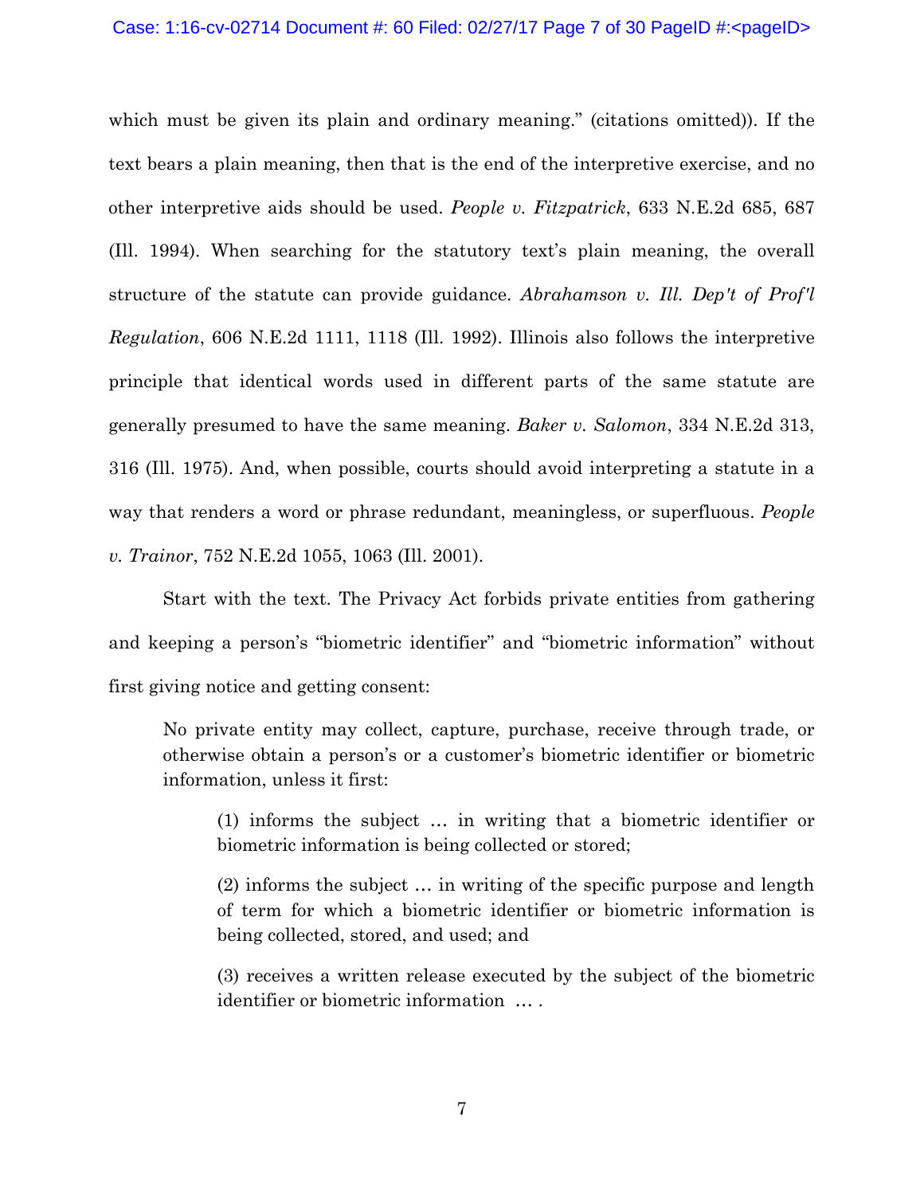which must be given its plain and ordinary meaning." (citations omitted)). If the text bears a plain meaning, then that is the end of the interpretive exercise, and no other interpretive aids should be used. *People v. Fitzpatrick*, 633 N.E.2d 685, 687 (Ill. 1994). When searching for the statutory text's plain meaning, the overall structure of the statute can provide guidance. *Abrahamson v. Ill. Dep't of Prof'l Regulation*, 606 N.E.2d 1111, 1118 (Ill. 1992). Illinois also follows the interpretive principle that identical words used in different parts of the same statute are generally presumed to have the same meaning. *Baker v. Salomon*, 334 N.E.2d 313, 316 (Ill. 1975). And, when possible, courts should avoid interpreting a statute in a way that renders a word or phrase redundant, meaningless, or superfluous. *People v. Trainor*, 752 N.E.2d 1055, 1063 (Ill. 2001).

Start with the text. The Privacy Act forbids private entities from gathering and keeping a person's "biometric identifier" and "biometric information" without first giving notice and getting consent:

> No private entity may collect, capture, purchase, receive through trade, or otherwise obtain a person's or a customer's biometric identifier or biometric information, unless it first:
>
> > (1) informs the subject … in writing that a biometric identifier or biometric information is being collected or stored;
> >
> > (2) informs the subject … in writing of the specific purpose and length of term for which a biometric identifier or biometric information is being collected, stored, and used; and
> >
> > (3) receives a written release executed by the subject of the biometric identifier or biometric information … .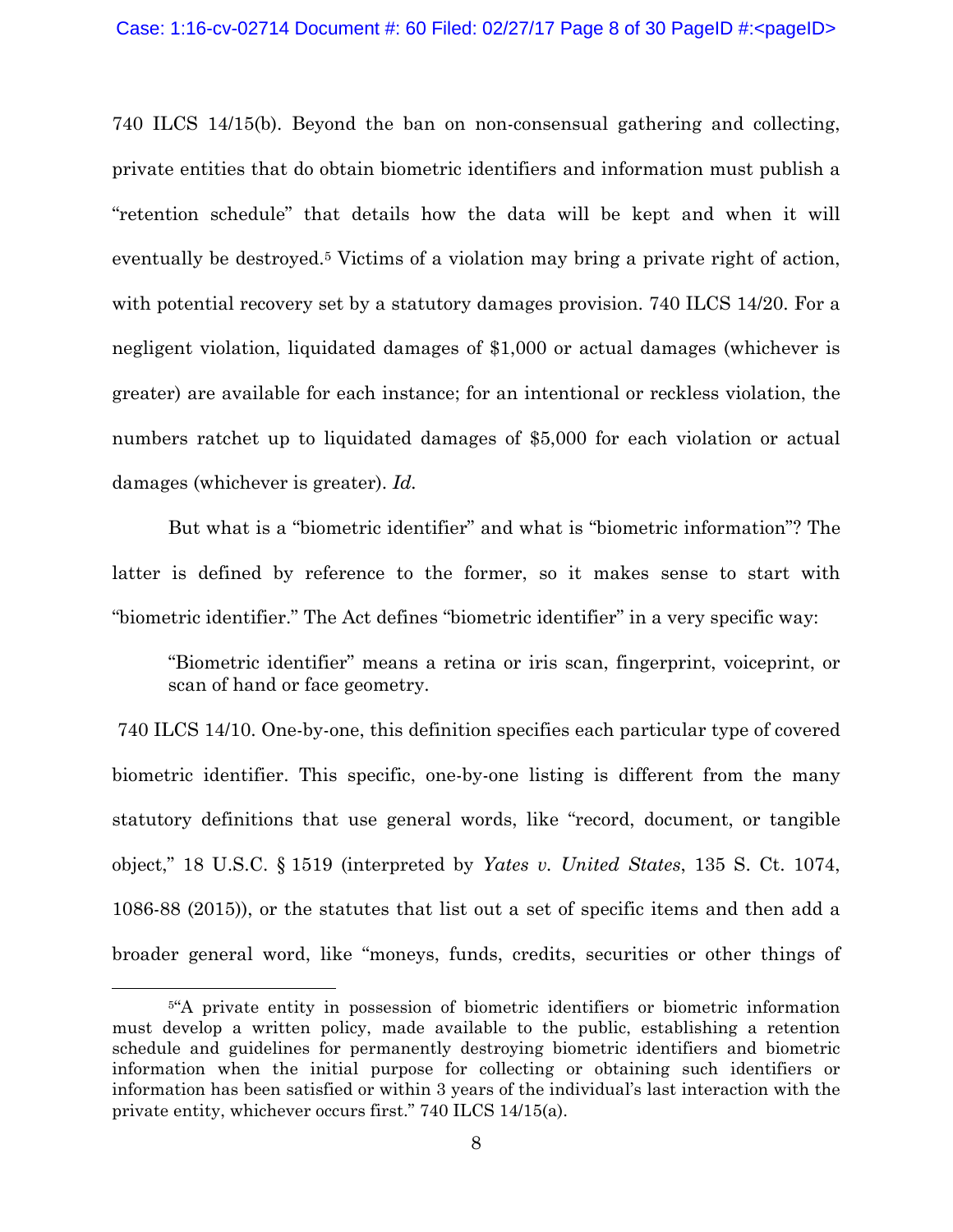740 ILCS 14/15(b). Beyond the ban on non-consensual gathering and collecting, private entities that do obtain biometric identifiers and information must publish a "retention schedule" that details how the data will be kept and when it will eventually be destroyed.[5] Victims of a violation may bring a private right of action, with potential recovery set by a statutory damages provision. 740 ILCS 14/20. For a negligent violation, liquidated damages of $1,000 or actual damages (whichever is greater) are available for each instance; for an intentional or reckless violation, the numbers ratchet up to liquidated damages of $5,000 for each violation or actual damages (whichever is greater). *Id.*

But what is a "biometric identifier" and what is "biometric information"? The latter is defined by reference to the former, so it makes sense to start with "biometric identifier." The Act defines "biometric identifier" in a very specific way:

> "Biometric identifier" means a retina or iris scan, fingerprint, voiceprint, or scan of hand or face geometry.

740 ILCS 14/10. One-by-one, this definition specifies each particular type of covered biometric identifier. This specific, one-by-one listing is different from the many statutory definitions that use general words, like "record, document, or tangible object," 18 U.S.C. § 1519 (interpreted by *Yates v. United States*, 135 S. Ct. 1074, 1086-88 (2015)), or the statutes that list out a set of specific items and then add a broader general word, like "moneys, funds, credits, securities or other things of

---

[5]"A private entity in possession of biometric identifiers or biometric information must develop a written policy, made available to the public, establishing a retention schedule and guidelines for permanently destroying biometric identifiers and biometric information when the initial purpose for collecting or obtaining such identifiers or information has been satisfied or within 3 years of the individual's last interaction with the private entity, whichever occurs first." 740 ILCS 14/15(a).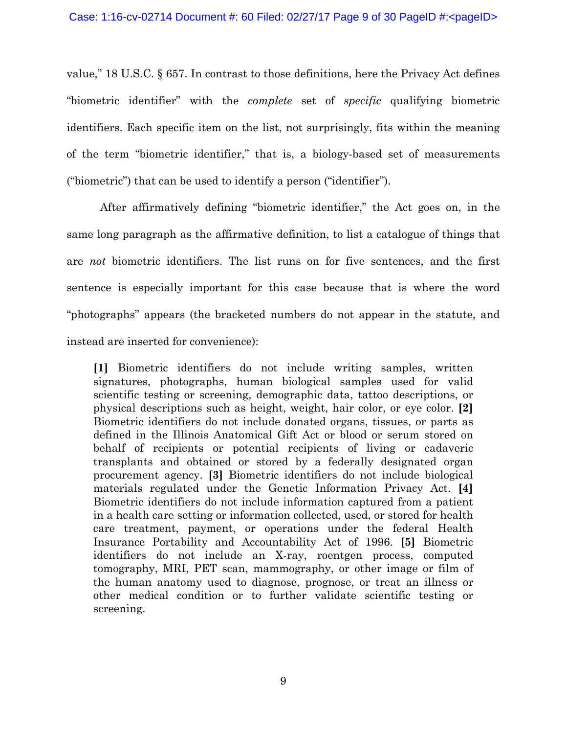value," 18 U.S.C. § 657. In contrast to those definitions, here the Privacy Act defines "biometric identifier" with the *complete* set of *specific* qualifying biometric identifiers. Each specific item on the list, not surprisingly, fits within the meaning of the term "biometric identifier," that is, a biology-based set of measurements ("biometric") that can be used to identify a person ("identifier").

After affirmatively defining "biometric identifier," the Act goes on, in the same long paragraph as the affirmative definition, to list a catalogue of things that are *not* biometric identifiers. The list runs on for five sentences, and the first sentence is especially important for this case because that is where the word "photographs" appears (the bracketed numbers do not appear in the statute, and instead are inserted for convenience):

> **[1]** Biometric identifiers do not include writing samples, written signatures, photographs, human biological samples used for valid scientific testing or screening, demographic data, tattoo descriptions, or physical descriptions such as height, weight, hair color, or eye color. **[2]** Biometric identifiers do not include donated organs, tissues, or parts as defined in the Illinois Anatomical Gift Act or blood or serum stored on behalf of recipients or potential recipients of living or cadaveric transplants and obtained or stored by a federally designated organ procurement agency. **[3]** Biometric identifiers do not include biological materials regulated under the Genetic Information Privacy Act. **[4]** Biometric identifiers do not include information captured from a patient in a health care setting or information collected, used, or stored for health care treatment, payment, or operations under the federal Health Insurance Portability and Accountability Act of 1996. **[5]** Biometric identifiers do not include an X-ray, roentgen process, computed tomography, MRI, PET scan, mammography, or other image or film of the human anatomy used to diagnose, prognose, or treat an illness or other medical condition or to further validate scientific testing or screening.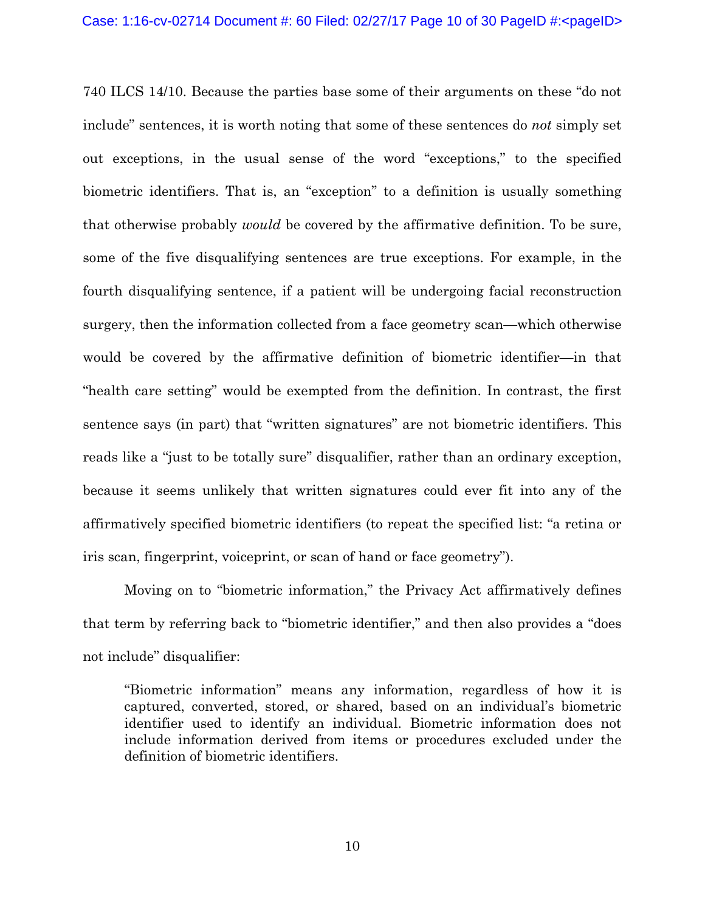740 ILCS 14/10. Because the parties base some of their arguments on these "do not include" sentences, it is worth noting that some of these sentences do *not* simply set out exceptions, in the usual sense of the word "exceptions," to the specified biometric identifiers. That is, an "exception" to a definition is usually something that otherwise probably *would* be covered by the affirmative definition. To be sure, some of the five disqualifying sentences are true exceptions. For example, in the fourth disqualifying sentence, if a patient will be undergoing facial reconstruction surgery, then the information collected from a face geometry scan—which otherwise would be covered by the affirmative definition of biometric identifier—in that "health care setting" would be exempted from the definition. In contrast, the first sentence says (in part) that "written signatures" are not biometric identifiers. This reads like a "just to be totally sure" disqualifier, rather than an ordinary exception, because it seems unlikely that written signatures could ever fit into any of the affirmatively specified biometric identifiers (to repeat the specified list: "a retina or iris scan, fingerprint, voiceprint, or scan of hand or face geometry").

Moving on to "biometric information," the Privacy Act affirmatively defines that term by referring back to "biometric identifier," and then also provides a "does not include" disqualifier:

> "Biometric information" means any information, regardless of how it is captured, converted, stored, or shared, based on an individual's biometric identifier used to identify an individual. Biometric information does not include information derived from items or procedures excluded under the definition of biometric identifiers.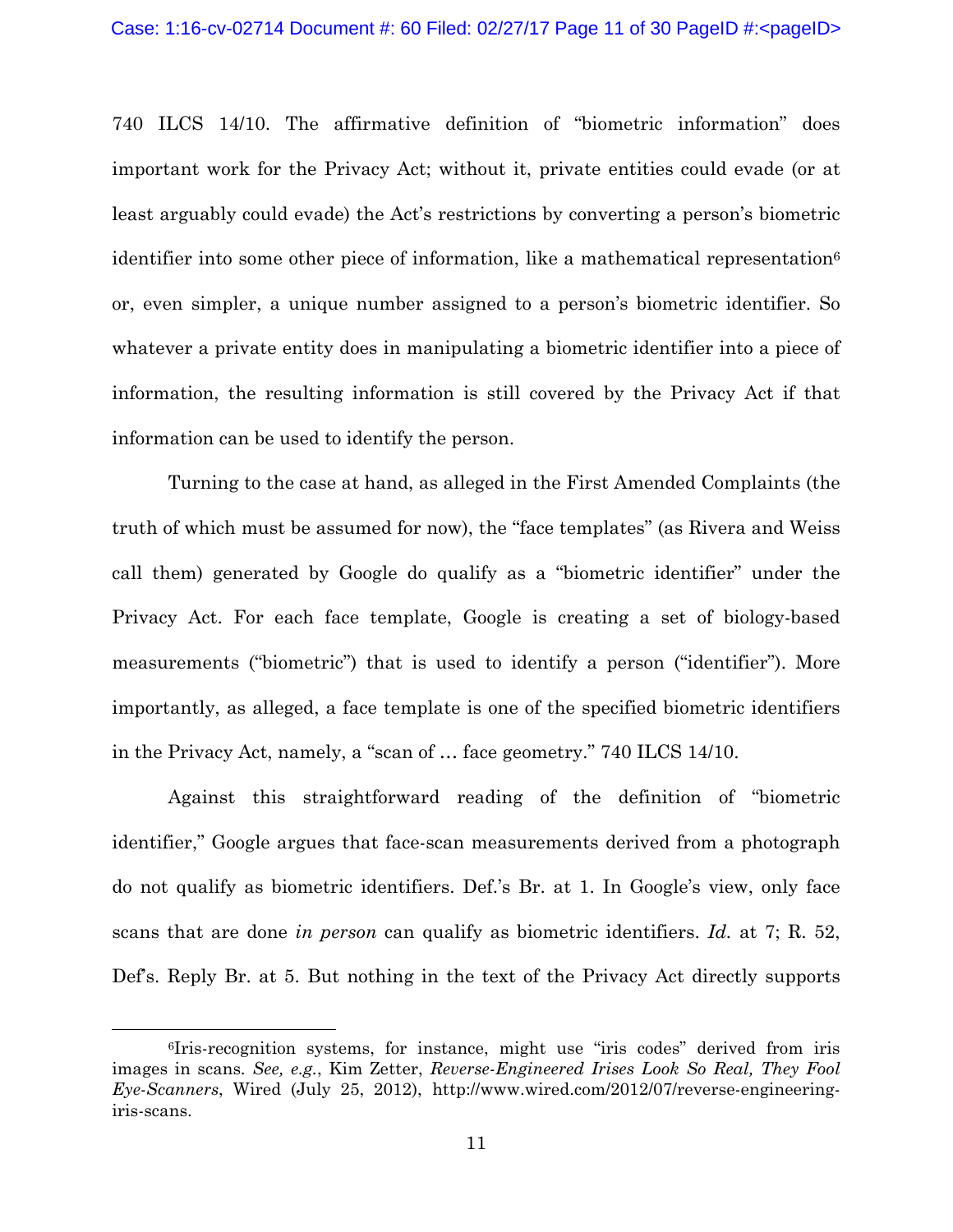740 ILCS 14/10. The affirmative definition of "biometric information" does important work for the Privacy Act; without it, private entities could evade (or at least arguably could evade) the Act's restrictions by converting a person's biometric identifier into some other piece of information, like a mathematical representation[6] or, even simpler, a unique number assigned to a person's biometric identifier. So whatever a private entity does in manipulating a biometric identifier into a piece of information, the resulting information is still covered by the Privacy Act if that information can be used to identify the person.

Turning to the case at hand, as alleged in the First Amended Complaints (the truth of which must be assumed for now), the "face templates" (as Rivera and Weiss call them) generated by Google do qualify as a "biometric identifier" under the Privacy Act. For each face template, Google is creating a set of biology-based measurements ("biometric") that is used to identify a person ("identifier"). More importantly, as alleged, a face template is one of the specified biometric identifiers in the Privacy Act, namely, a "scan of … face geometry." 740 ILCS 14/10.

Against this straightforward reading of the definition of "biometric identifier," Google argues that face-scan measurements derived from a photograph do not qualify as biometric identifiers. Def.'s Br. at 1. In Google's view, only face scans that are done *in person* can qualify as biometric identifiers. *Id.* at 7; R. 52, Def's. Reply Br. at 5. But nothing in the text of the Privacy Act directly supports

---

[6]Iris-recognition systems, for instance, might use "iris codes" derived from iris images in scans. *See, e.g.*, Kim Zetter, *Reverse-Engineered Irises Look So Real, They Fool Eye-Scanners*, Wired (July 25, 2012), http://www.wired.com/2012/07/reverse-engineering-iris-scans.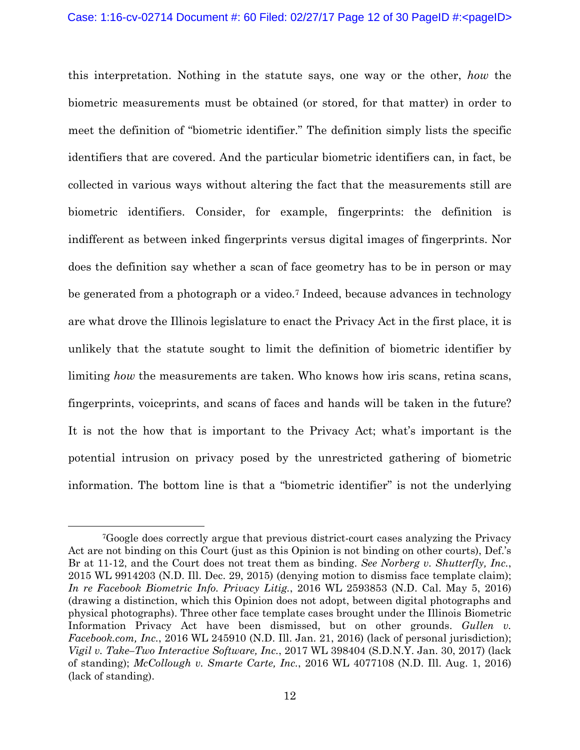this interpretation. Nothing in the statute says, one way or the other, *how* the biometric measurements must be obtained (or stored, for that matter) in order to meet the definition of "biometric identifier." The definition simply lists the specific identifiers that are covered. And the particular biometric identifiers can, in fact, be collected in various ways without altering the fact that the measurements still are biometric identifiers. Consider, for example, fingerprints: the definition is indifferent as between inked fingerprints versus digital images of fingerprints. Nor does the definition say whether a scan of face geometry has to be in person or may be generated from a photograph or a video.[7] Indeed, because advances in technology are what drove the Illinois legislature to enact the Privacy Act in the first place, it is unlikely that the statute sought to limit the definition of biometric identifier by limiting *how* the measurements are taken. Who knows how iris scans, retina scans, fingerprints, voiceprints, and scans of faces and hands will be taken in the future? It is not the how that is important to the Privacy Act; what's important is the potential intrusion on privacy posed by the unrestricted gathering of biometric information. The bottom line is that a "biometric identifier" is not the underlying

---

[7]Google does correctly argue that previous district-court cases analyzing the Privacy Act are not binding on this Court (just as this Opinion is not binding on other courts), Def.'s Br at 11-12, and the Court does not treat them as binding. *See Norberg v. Shutterfly, Inc.*, 2015 WL 9914203 (N.D. Ill. Dec. 29, 2015) (denying motion to dismiss face template claim); *In re Facebook Biometric Info. Privacy Litig.*, 2016 WL 2593853 (N.D. Cal. May 5, 2016) (drawing a distinction, which this Opinion does not adopt, between digital photographs and physical photographs). Three other face template cases brought under the Illinois Biometric Information Privacy Act have been dismissed, but on other grounds. *Gullen v. Facebook.com, Inc.*, 2016 WL 245910 (N.D. Ill. Jan. 21, 2016) (lack of personal jurisdiction); *Vigil v. Take–Two Interactive Software, Inc.*, 2017 WL 398404 (S.D.N.Y. Jan. 30, 2017) (lack of standing); *McCollough v. Smarte Carte, Inc.*, 2016 WL 4077108 (N.D. Ill. Aug. 1, 2016) (lack of standing).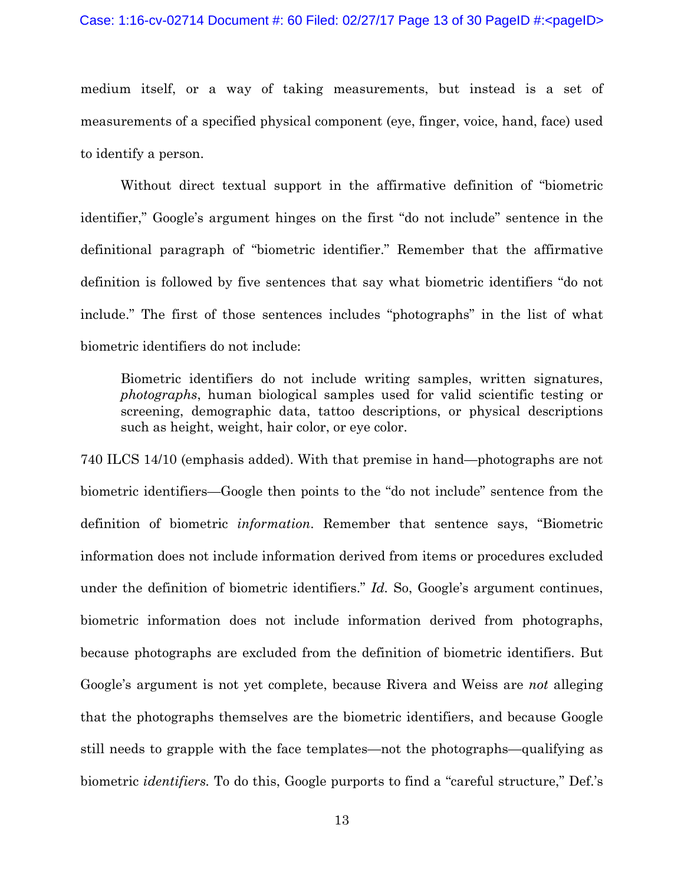medium itself, or a way of taking measurements, but instead is a set of measurements of a specified physical component (eye, finger, voice, hand, face) used to identify a person.

Without direct textual support in the affirmative definition of "biometric identifier," Google's argument hinges on the first "do not include" sentence in the definitional paragraph of "biometric identifier." Remember that the affirmative definition is followed by five sentences that say what biometric identifiers "do not include." The first of those sentences includes "photographs" in the list of what biometric identifiers do not include:

> Biometric identifiers do not include writing samples, written signatures, *photographs*, human biological samples used for valid scientific testing or screening, demographic data, tattoo descriptions, or physical descriptions such as height, weight, hair color, or eye color.

740 ILCS 14/10 (emphasis added). With that premise in hand—photographs are not biometric identifiers—Google then points to the "do not include" sentence from the definition of biometric *information*. Remember that sentence says, "Biometric information does not include information derived from items or procedures excluded under the definition of biometric identifiers." *Id.* So, Google's argument continues, biometric information does not include information derived from photographs, because photographs are excluded from the definition of biometric identifiers. But Google's argument is not yet complete, because Rivera and Weiss are *not* alleging that the photographs themselves are the biometric identifiers, and because Google still needs to grapple with the face templates—not the photographs—qualifying as biometric *identifiers.* To do this, Google purports to find a "careful structure," Def.'s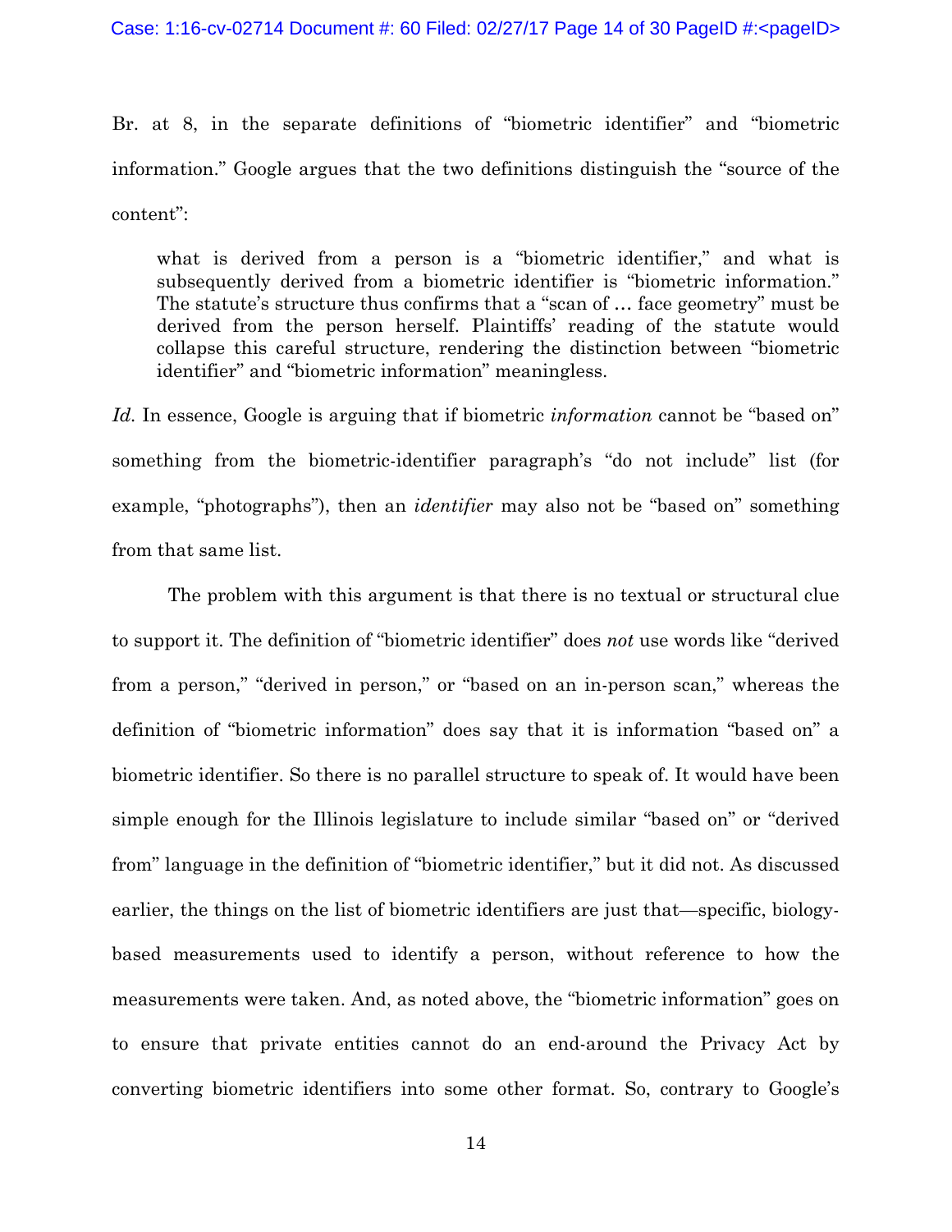Br. at 8, in the separate definitions of "biometric identifier" and "biometric information." Google argues that the two definitions distinguish the "source of the content":

> what is derived from a person is a "biometric identifier," and what is subsequently derived from a biometric identifier is "biometric information." The statute's structure thus confirms that a "scan of … face geometry" must be derived from the person herself. Plaintiffs' reading of the statute would collapse this careful structure, rendering the distinction between "biometric identifier" and "biometric information" meaningless.

*Id.* In essence, Google is arguing that if biometric *information* cannot be "based on" something from the biometric-identifier paragraph's "do not include" list (for example, "photographs"), then an *identifier* may also not be "based on" something from that same list.

The problem with this argument is that there is no textual or structural clue to support it. The definition of "biometric identifier" does *not* use words like "derived from a person," "derived in person," or "based on an in-person scan," whereas the definition of "biometric information" does say that it is information "based on" a biometric identifier. So there is no parallel structure to speak of. It would have been simple enough for the Illinois legislature to include similar "based on" or "derived from" language in the definition of "biometric identifier," but it did not. As discussed earlier, the things on the list of biometric identifiers are just that—specific, biology-based measurements used to identify a person, without reference to how the measurements were taken. And, as noted above, the "biometric information" goes on to ensure that private entities cannot do an end-around the Privacy Act by converting biometric identifiers into some other format. So, contrary to Google's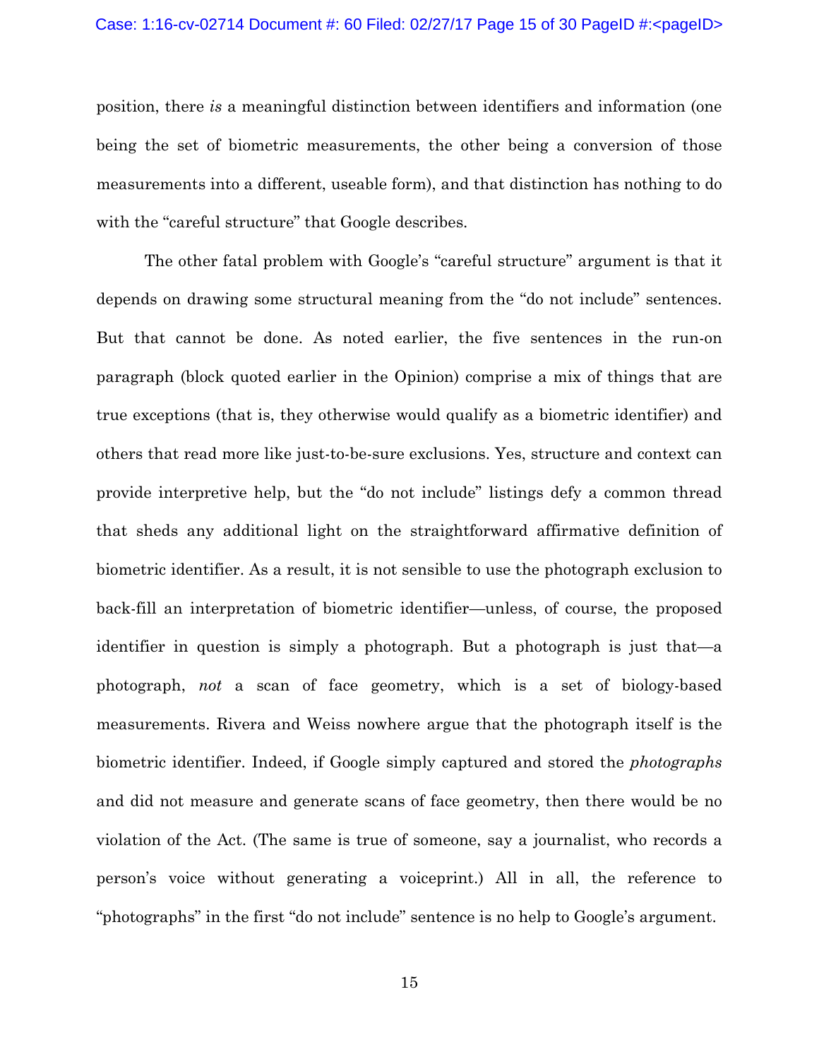position, there *is* a meaningful distinction between identifiers and information (one being the set of biometric measurements, the other being a conversion of those measurements into a different, useable form), and that distinction has nothing to do with the "careful structure" that Google describes.

The other fatal problem with Google's "careful structure" argument is that it depends on drawing some structural meaning from the "do not include" sentences. But that cannot be done. As noted earlier, the five sentences in the run-on paragraph (block quoted earlier in the Opinion) comprise a mix of things that are true exceptions (that is, they otherwise would qualify as a biometric identifier) and others that read more like just-to-be-sure exclusions. Yes, structure and context can provide interpretive help, but the "do not include" listings defy a common thread that sheds any additional light on the straightforward affirmative definition of biometric identifier. As a result, it is not sensible to use the photograph exclusion to back-fill an interpretation of biometric identifier—unless, of course, the proposed identifier in question is simply a photograph. But a photograph is just that—a photograph, *not* a scan of face geometry, which is a set of biology-based measurements. Rivera and Weiss nowhere argue that the photograph itself is the biometric identifier. Indeed, if Google simply captured and stored the *photographs* and did not measure and generate scans of face geometry, then there would be no violation of the Act. (The same is true of someone, say a journalist, who records a person's voice without generating a voiceprint.) All in all, the reference to "photographs" in the first "do not include" sentence is no help to Google's argument.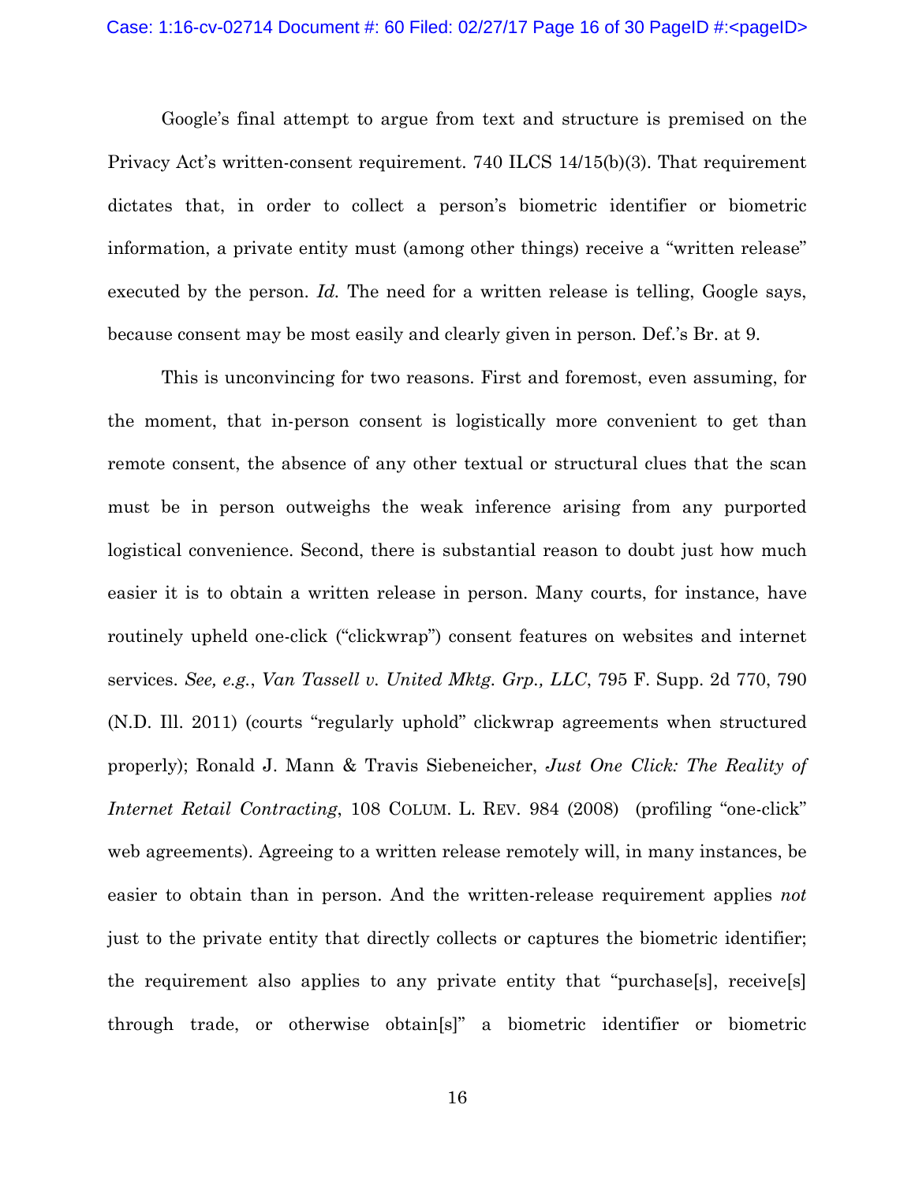Google's final attempt to argue from text and structure is premised on the Privacy Act's written-consent requirement. 740 ILCS 14/15(b)(3). That requirement dictates that, in order to collect a person's biometric identifier or biometric information, a private entity must (among other things) receive a "written release" executed by the person. *Id.* The need for a written release is telling, Google says, because consent may be most easily and clearly given in person. Def.'s Br. at 9.

This is unconvincing for two reasons. First and foremost, even assuming, for the moment, that in-person consent is logistically more convenient to get than remote consent, the absence of any other textual or structural clues that the scan must be in person outweighs the weak inference arising from any purported logistical convenience. Second, there is substantial reason to doubt just how much easier it is to obtain a written release in person. Many courts, for instance, have routinely upheld one-click ("clickwrap") consent features on websites and internet services. *See, e.g.*, *Van Tassell v. United Mktg. Grp., LLC*, 795 F. Supp. 2d 770, 790 (N.D. Ill. 2011) (courts "regularly uphold" clickwrap agreements when structured properly); Ronald J. Mann & Travis Siebeneicher, *Just One Click: The Reality of Internet Retail Contracting*, 108 COLUM. L. REV. 984 (2008) (profiling "one-click" web agreements). Agreeing to a written release remotely will, in many instances, be easier to obtain than in person. And the written-release requirement applies *not* just to the private entity that directly collects or captures the biometric identifier; the requirement also applies to any private entity that "purchase[s], receive[s] through trade, or otherwise obtain[s]" a biometric identifier or biometric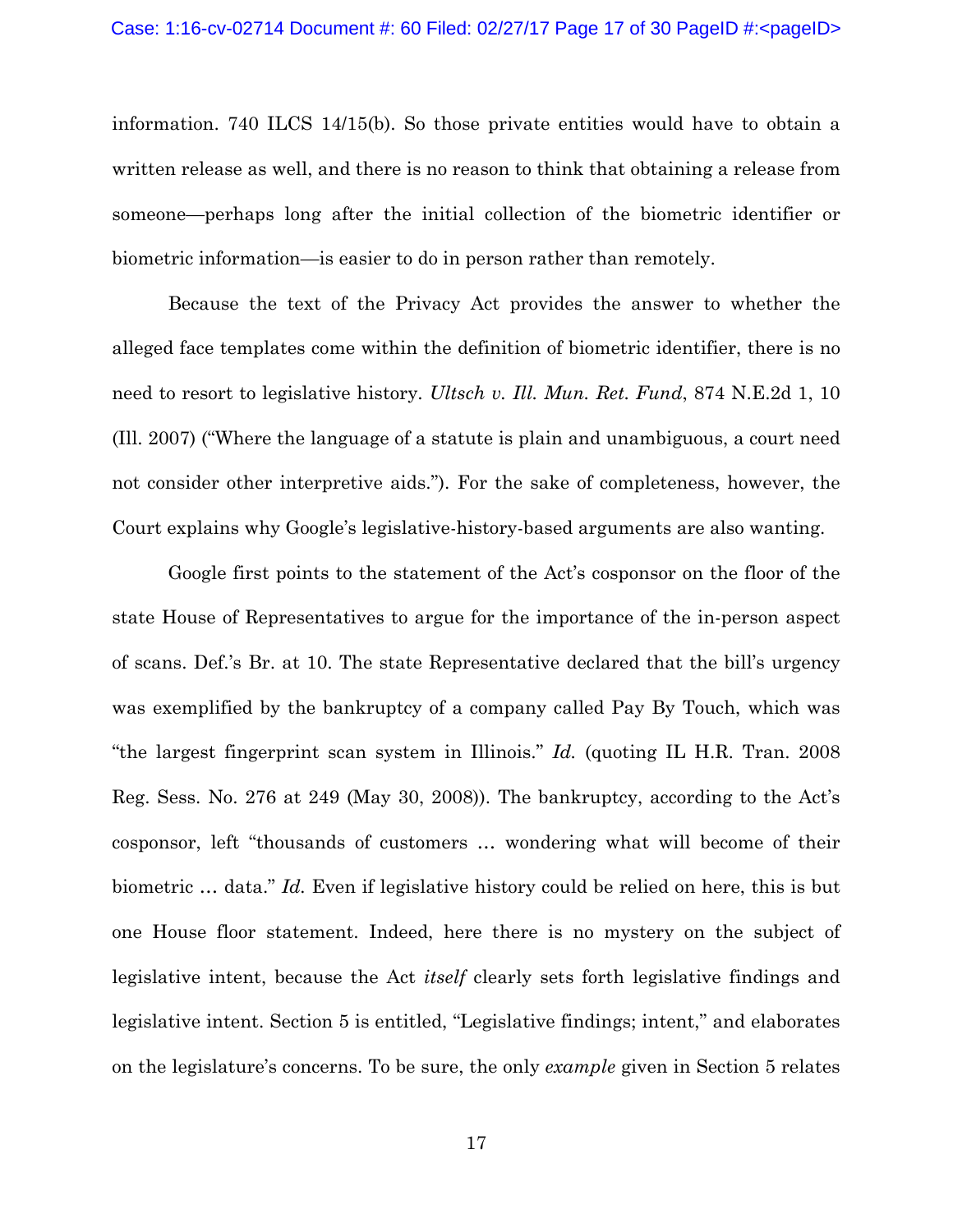information. 740 ILCS 14/15(b). So those private entities would have to obtain a written release as well, and there is no reason to think that obtaining a release from someone—perhaps long after the initial collection of the biometric identifier or biometric information—is easier to do in person rather than remotely.

Because the text of the Privacy Act provides the answer to whether the alleged face templates come within the definition of biometric identifier, there is no need to resort to legislative history. *Ultsch v. Ill. Mun. Ret. Fund*, 874 N.E.2d 1, 10 (Ill. 2007) ("Where the language of a statute is plain and unambiguous, a court need not consider other interpretive aids."). For the sake of completeness, however, the Court explains why Google's legislative-history-based arguments are also wanting.

Google first points to the statement of the Act's cosponsor on the floor of the state House of Representatives to argue for the importance of the in-person aspect of scans. Def.'s Br. at 10. The state Representative declared that the bill's urgency was exemplified by the bankruptcy of a company called Pay By Touch, which was "the largest fingerprint scan system in Illinois." *Id.* (quoting IL H.R. Tran. 2008 Reg. Sess. No. 276 at 249 (May 30, 2008)). The bankruptcy, according to the Act's cosponsor, left "thousands of customers … wondering what will become of their biometric … data." *Id.* Even if legislative history could be relied on here, this is but one House floor statement. Indeed, here there is no mystery on the subject of legislative intent, because the Act *itself* clearly sets forth legislative findings and legislative intent. Section 5 is entitled, "Legislative findings; intent," and elaborates on the legislature's concerns. To be sure, the only *example* given in Section 5 relates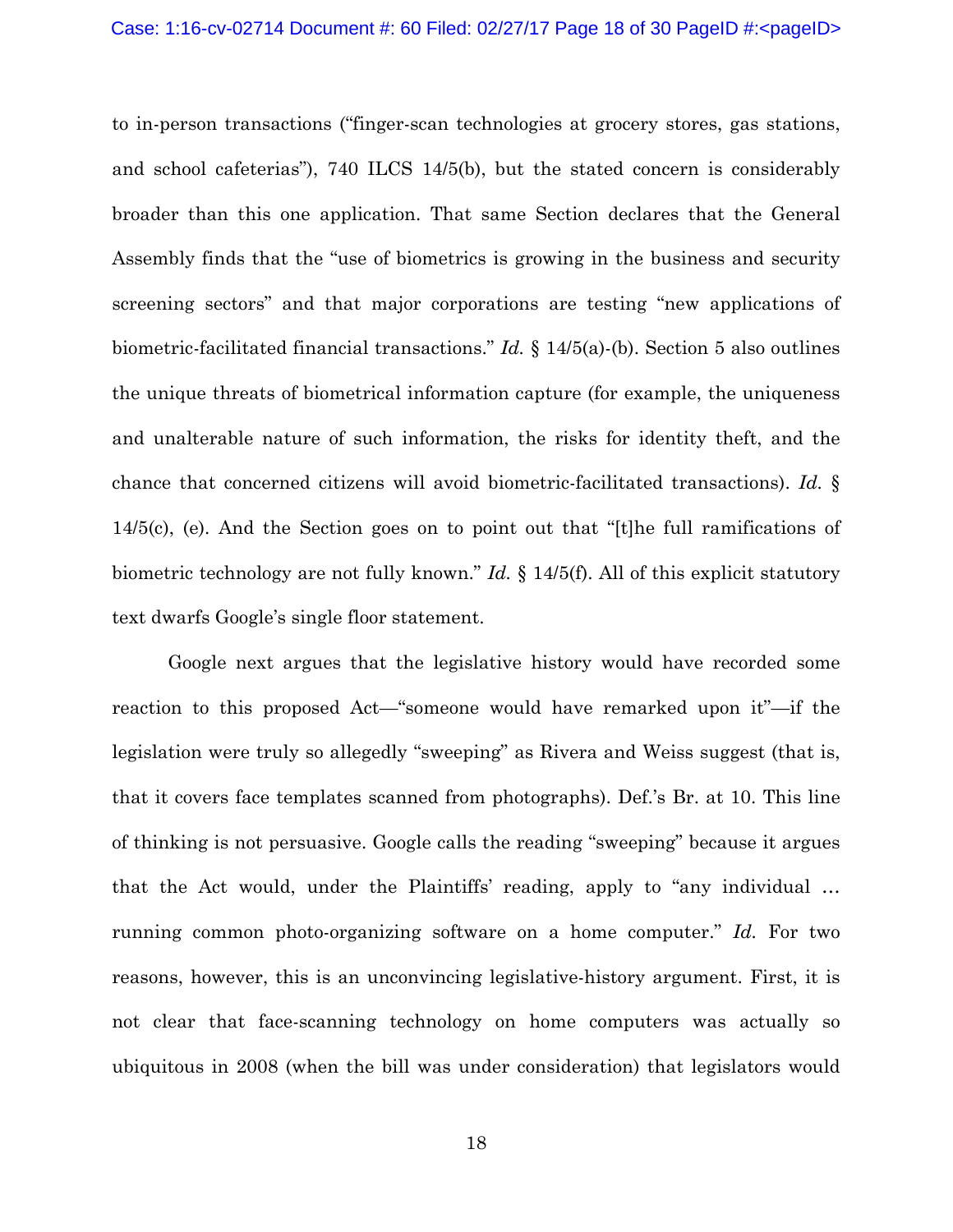to in-person transactions ("finger-scan technologies at grocery stores, gas stations, and school cafeterias"), 740 ILCS 14/5(b), but the stated concern is considerably broader than this one application. That same Section declares that the General Assembly finds that the "use of biometrics is growing in the business and security screening sectors" and that major corporations are testing "new applications of biometric-facilitated financial transactions." *Id.* § 14/5(a)-(b). Section 5 also outlines the unique threats of biometrical information capture (for example, the uniqueness and unalterable nature of such information, the risks for identity theft, and the chance that concerned citizens will avoid biometric-facilitated transactions). *Id.* § 14/5(c), (e). And the Section goes on to point out that "[t]he full ramifications of biometric technology are not fully known." *Id.* § 14/5(f). All of this explicit statutory text dwarfs Google's single floor statement.

Google next argues that the legislative history would have recorded some reaction to this proposed Act—"someone would have remarked upon it"—if the legislation were truly so allegedly "sweeping" as Rivera and Weiss suggest (that is, that it covers face templates scanned from photographs). Def.'s Br. at 10. This line of thinking is not persuasive. Google calls the reading "sweeping" because it argues that the Act would, under the Plaintiffs' reading, apply to "any individual … running common photo-organizing software on a home computer." *Id.* For two reasons, however, this is an unconvincing legislative-history argument. First, it is not clear that face-scanning technology on home computers was actually so ubiquitous in 2008 (when the bill was under consideration) that legislators would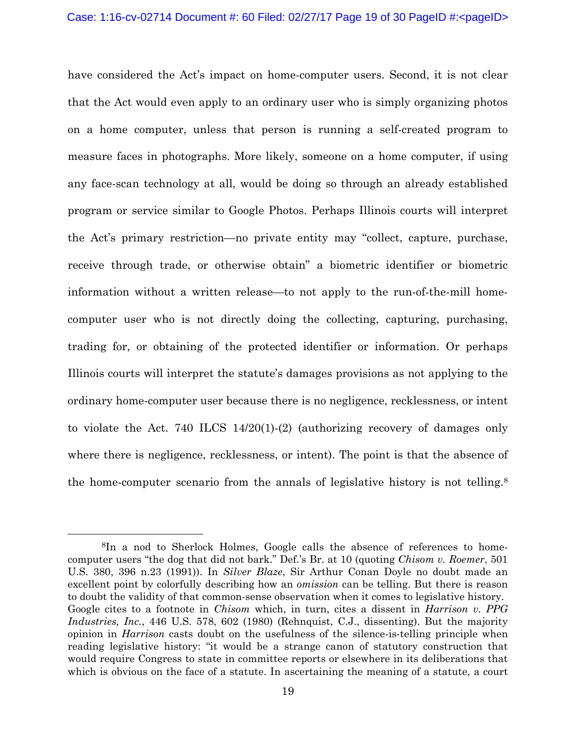have considered the Act's impact on home-computer users. Second, it is not clear that the Act would even apply to an ordinary user who is simply organizing photos on a home computer, unless that person is running a self-created program to measure faces in photographs. More likely, someone on a home computer, if using any face-scan technology at all, would be doing so through an already established program or service similar to Google Photos. Perhaps Illinois courts will interpret the Act's primary restriction—no private entity may "collect, capture, purchase, receive through trade, or otherwise obtain" a biometric identifier or biometric information without a written release—to not apply to the run-of-the-mill home-computer user who is not directly doing the collecting, capturing, purchasing, trading for, or obtaining of the protected identifier or information. Or perhaps Illinois courts will interpret the statute's damages provisions as not applying to the ordinary home-computer user because there is no negligence, recklessness, or intent to violate the Act. 740 ILCS 14/20(1)-(2) (authorizing recovery of damages only where there is negligence, recklessness, or intent). The point is that the absence of the home-computer scenario from the annals of legislative history is not telling.[8]

---

[8]In a nod to Sherlock Holmes, Google calls the absence of references to home-computer users "the dog that did not bark." Def.'s Br. at 10 (quoting *Chisom v. Roemer*, 501 U.S. 380, 396 n.23 (1991)). In *Silver Blaze*, Sir Arthur Conan Doyle no doubt made an excellent point by colorfully describing how an *omission* can be telling. But there is reason to doubt the validity of that common-sense observation when it comes to legislative history. Google cites to a footnote in *Chisom* which, in turn, cites a dissent in *Harrison v. PPG Industries, Inc.*, 446 U.S. 578, 602 (1980) (Rehnquist, C.J., dissenting). But the majority opinion in *Harrison* casts doubt on the usefulness of the silence-is-telling principle when reading legislative history: "it would be a strange canon of statutory construction that would require Congress to state in committee reports or elsewhere in its deliberations that which is obvious on the face of a statute. In ascertaining the meaning of a statute, a court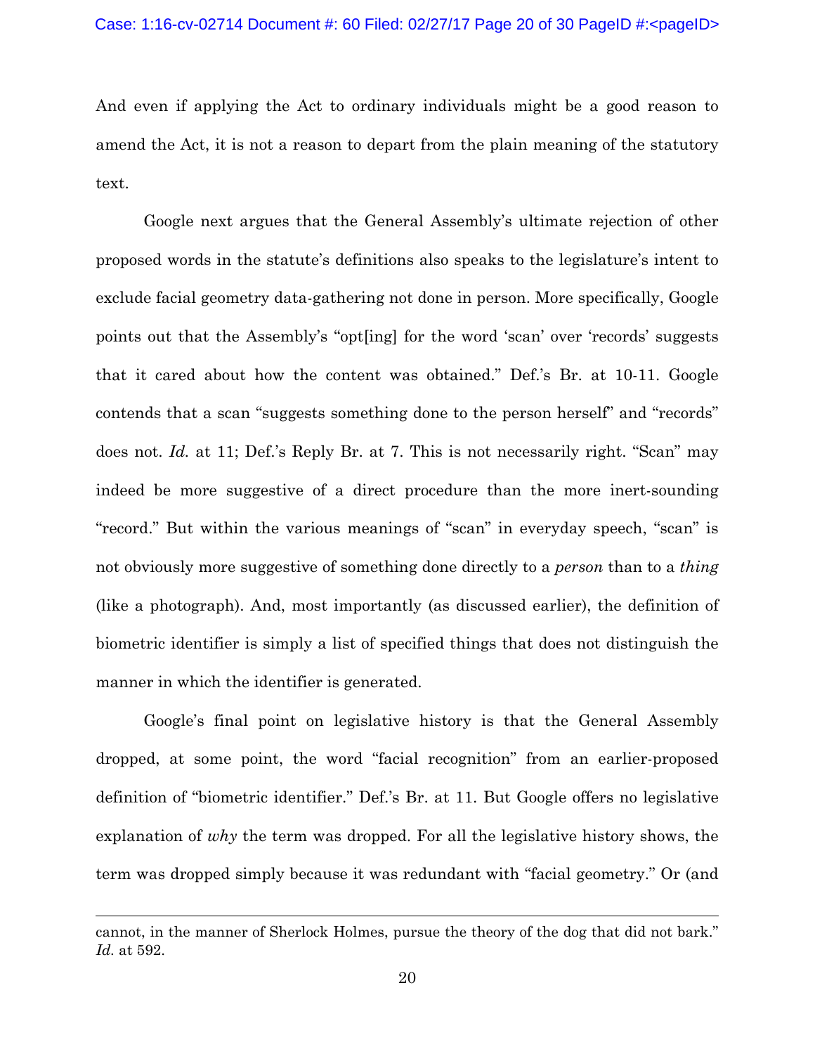And even if applying the Act to ordinary individuals might be a good reason to amend the Act, it is not a reason to depart from the plain meaning of the statutory text.

Google next argues that the General Assembly's ultimate rejection of other proposed words in the statute's definitions also speaks to the legislature's intent to exclude facial geometry data-gathering not done in person. More specifically, Google points out that the Assembly's "opt[ing] for the word 'scan' over 'records' suggests that it cared about how the content was obtained." Def.'s Br. at 10-11. Google contends that a scan "suggests something done to the person herself" and "records" does not. *Id.* at 11; Def.'s Reply Br. at 7. This is not necessarily right. "Scan" may indeed be more suggestive of a direct procedure than the more inert-sounding "record." But within the various meanings of "scan" in everyday speech, "scan" is not obviously more suggestive of something done directly to a *person* than to a *thing* (like a photograph). And, most importantly (as discussed earlier), the definition of biometric identifier is simply a list of specified things that does not distinguish the manner in which the identifier is generated.

Google's final point on legislative history is that the General Assembly dropped, at some point, the word "facial recognition" from an earlier-proposed definition of "biometric identifier." Def.'s Br. at 11. But Google offers no legislative explanation of *why* the term was dropped. For all the legislative history shows, the term was dropped simply because it was redundant with "facial geometry." Or (and

---

cannot, in the manner of Sherlock Holmes, pursue the theory of the dog that did not bark." *Id.* at 592.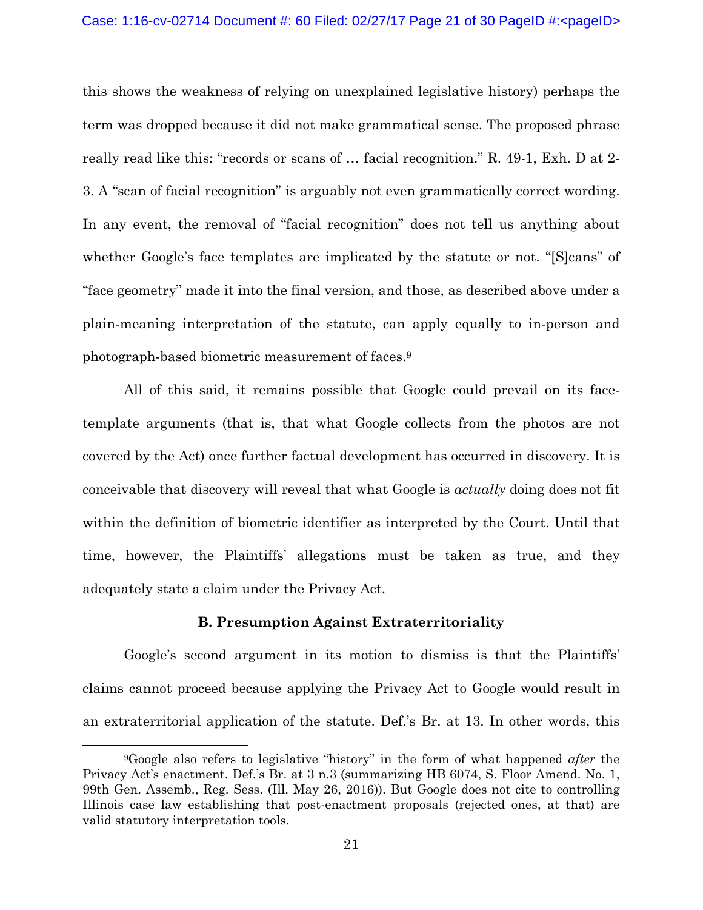this shows the weakness of relying on unexplained legislative history) perhaps the term was dropped because it did not make grammatical sense. The proposed phrase really read like this: "records or scans of … facial recognition." R. 49-1, Exh. D at 2-3. A "scan of facial recognition" is arguably not even grammatically correct wording. In any event, the removal of "facial recognition" does not tell us anything about whether Google's face templates are implicated by the statute or not. "[S]cans" of "face geometry" made it into the final version, and those, as described above under a plain-meaning interpretation of the statute, can apply equally to in-person and photograph-based biometric measurement of faces.[9]

All of this said, it remains possible that Google could prevail on its face-template arguments (that is, that what Google collects from the photos are not covered by the Act) once further factual development has occurred in discovery. It is conceivable that discovery will reveal that what Google is *actually* doing does not fit within the definition of biometric identifier as interpreted by the Court. Until that time, however, the Plaintiffs' allegations must be taken as true, and they adequately state a claim under the Privacy Act.

**B. Presumption Against Extraterritoriality**

Google's second argument in its motion to dismiss is that the Plaintiffs' claims cannot proceed because applying the Privacy Act to Google would result in an extraterritorial application of the statute. Def.'s Br. at 13. In other words, this

[9]Google also refers to legislative "history" in the form of what happened *after* the Privacy Act's enactment. Def.'s Br. at 3 n.3 (summarizing HB 6074, S. Floor Amend. No. 1, 99th Gen. Assemb., Reg. Sess. (Ill. May 26, 2016)). But Google does not cite to controlling Illinois case law establishing that post-enactment proposals (rejected ones, at that) are valid statutory interpretation tools.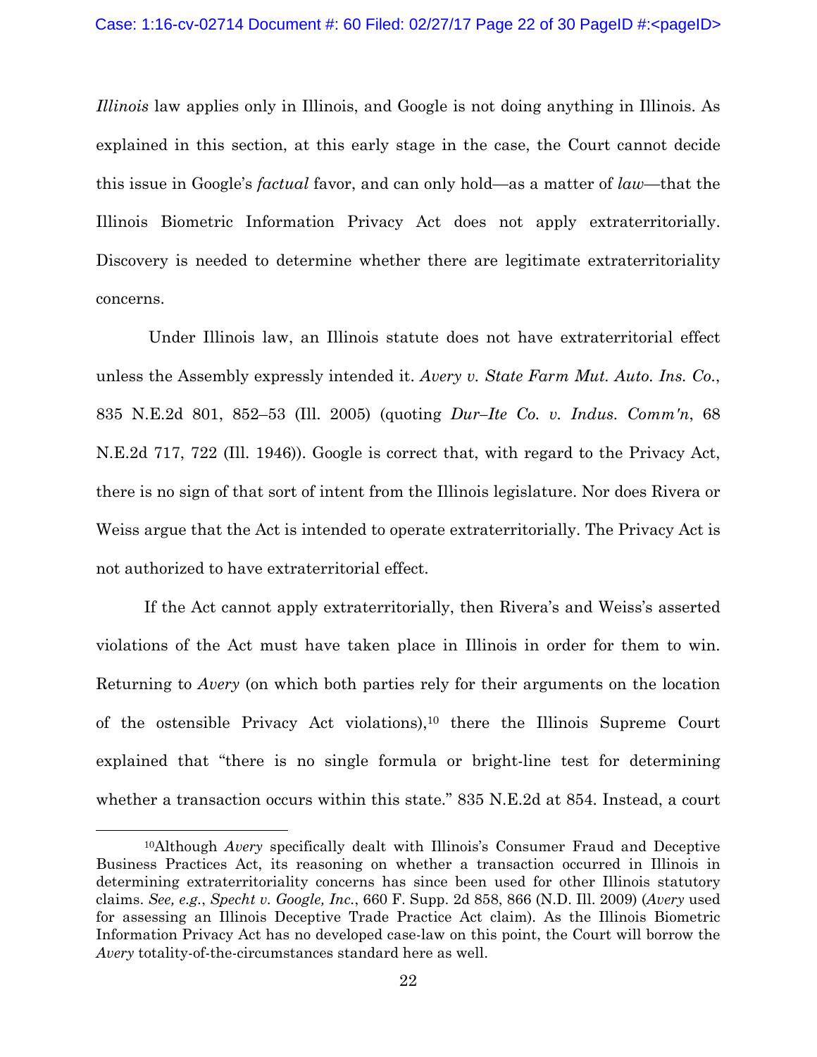*Illinois* law applies only in Illinois, and Google is not doing anything in Illinois. As explained in this section, at this early stage in the case, the Court cannot decide this issue in Google's *factual* favor, and can only hold—as a matter of *law*—that the Illinois Biometric Information Privacy Act does not apply extraterritorially. Discovery is needed to determine whether there are legitimate extraterritoriality concerns.

Under Illinois law, an Illinois statute does not have extraterritorial effect unless the Assembly expressly intended it. *Avery v. State Farm Mut. Auto. Ins. Co.*, 835 N.E.2d 801, 852–53 (Ill. 2005) (quoting *Dur–Ite Co. v. Indus. Comm'n*, 68 N.E.2d 717, 722 (Ill. 1946)). Google is correct that, with regard to the Privacy Act, there is no sign of that sort of intent from the Illinois legislature. Nor does Rivera or Weiss argue that the Act is intended to operate extraterritorially. The Privacy Act is not authorized to have extraterritorial effect.

If the Act cannot apply extraterritorially, then Rivera's and Weiss's asserted violations of the Act must have taken place in Illinois in order for them to win. Returning to *Avery* (on which both parties rely for their arguments on the location of the ostensible Privacy Act violations),[10] there the Illinois Supreme Court explained that "there is no single formula or bright-line test for determining whether a transaction occurs within this state." 835 N.E.2d at 854. Instead, a court

[10] Although *Avery* specifically dealt with Illinois's Consumer Fraud and Deceptive Business Practices Act, its reasoning on whether a transaction occurred in Illinois in determining extraterritoriality concerns has since been used for other Illinois statutory claims. *See, e.g.*, *Specht v. Google, Inc.*, 660 F. Supp. 2d 858, 866 (N.D. Ill. 2009) (*Avery* used for assessing an Illinois Deceptive Trade Practice Act claim). As the Illinois Biometric Information Privacy Act has no developed case-law on this point, the Court will borrow the *Avery* totality-of-the-circumstances standard here as well.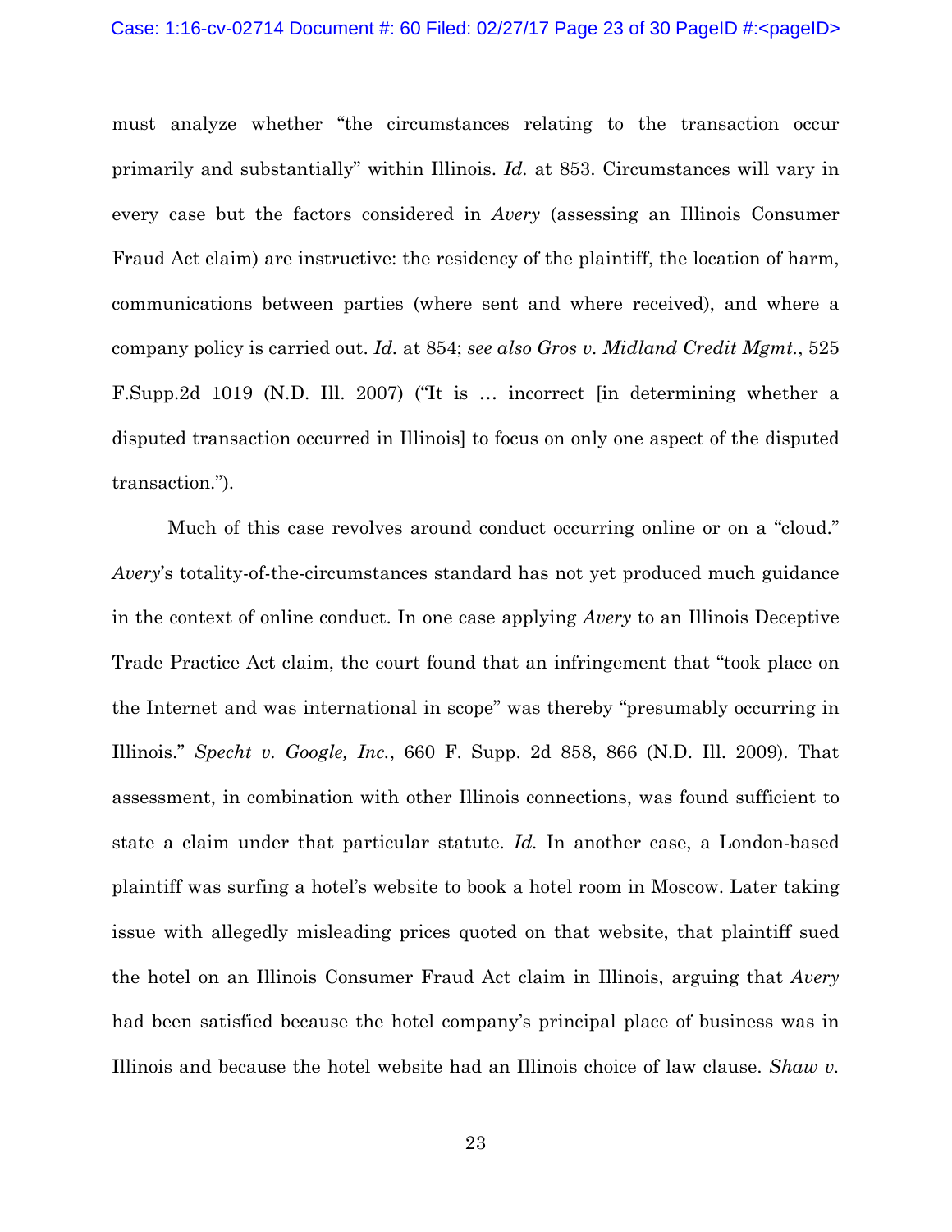must analyze whether "the circumstances relating to the transaction occur primarily and substantially" within Illinois. *Id.* at 853. Circumstances will vary in every case but the factors considered in *Avery* (assessing an Illinois Consumer Fraud Act claim) are instructive: the residency of the plaintiff, the location of harm, communications between parties (where sent and where received), and where a company policy is carried out. *Id.* at 854; *see also Gros v. Midland Credit Mgmt.*, 525 F.Supp.2d 1019 (N.D. Ill. 2007) ("It is … incorrect [in determining whether a disputed transaction occurred in Illinois] to focus on only one aspect of the disputed transaction.").

Much of this case revolves around conduct occurring online or on a "cloud." *Avery*'s totality-of-the-circumstances standard has not yet produced much guidance in the context of online conduct. In one case applying *Avery* to an Illinois Deceptive Trade Practice Act claim, the court found that an infringement that "took place on the Internet and was international in scope" was thereby "presumably occurring in Illinois." *Specht v. Google, Inc.*, 660 F. Supp. 2d 858, 866 (N.D. Ill. 2009). That assessment, in combination with other Illinois connections, was found sufficient to state a claim under that particular statute. *Id.* In another case, a London-based plaintiff was surfing a hotel's website to book a hotel room in Moscow. Later taking issue with allegedly misleading prices quoted on that website, that plaintiff sued the hotel on an Illinois Consumer Fraud Act claim in Illinois, arguing that *Avery* had been satisfied because the hotel company's principal place of business was in Illinois and because the hotel website had an Illinois choice of law clause. *Shaw v.*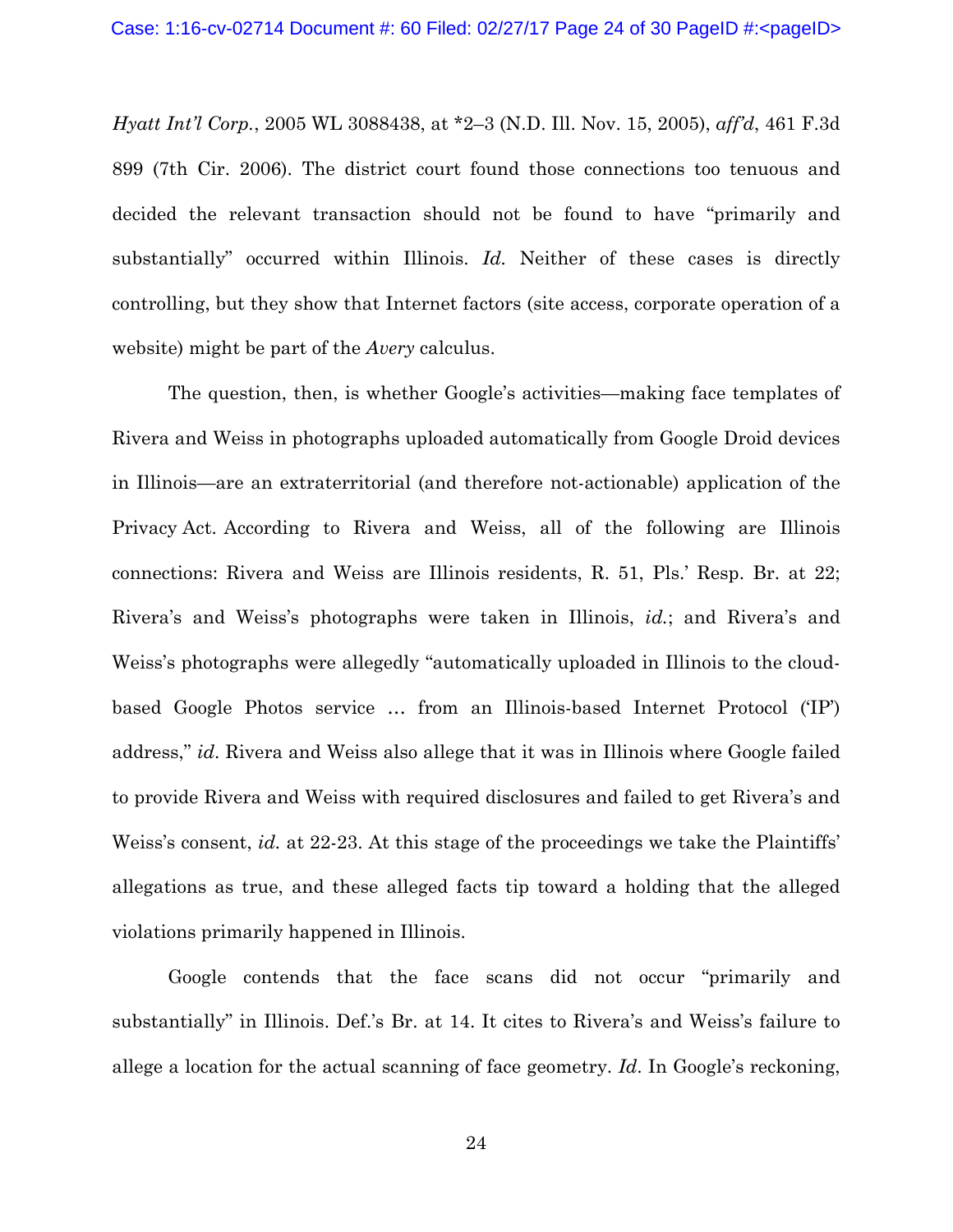*Hyatt Int'l Corp.*, 2005 WL 3088438, at *2–3 (N.D. Ill. Nov. 15, 2005), *aff'd*, 461 F.3d 899 (7th Cir. 2006). The district court found those connections too tenuous and decided the relevant transaction should not be found to have "primarily and substantially" occurred within Illinois. *Id.* Neither of these cases is directly controlling, but they show that Internet factors (site access, corporate operation of a website) might be part of the *Avery* calculus.

The question, then, is whether Google's activities—making face templates of Rivera and Weiss in photographs uploaded automatically from Google Droid devices in Illinois—are an extraterritorial (and therefore not-actionable) application of the Privacy Act. According to Rivera and Weiss, all of the following are Illinois connections: Rivera and Weiss are Illinois residents, R. 51, Pls.' Resp. Br. at 22; Rivera's and Weiss's photographs were taken in Illinois, *id.*; and Rivera's and Weiss's photographs were allegedly "automatically uploaded in Illinois to the cloud-based Google Photos service … from an Illinois-based Internet Protocol ('IP') address," *id*. Rivera and Weiss also allege that it was in Illinois where Google failed to provide Rivera and Weiss with required disclosures and failed to get Rivera's and Weiss's consent, *id.* at 22-23. At this stage of the proceedings we take the Plaintiffs' allegations as true, and these alleged facts tip toward a holding that the alleged violations primarily happened in Illinois.

Google contends that the face scans did not occur "primarily and substantially" in Illinois. Def.'s Br. at 14. It cites to Rivera's and Weiss's failure to allege a location for the actual scanning of face geometry. *Id*. In Google's reckoning,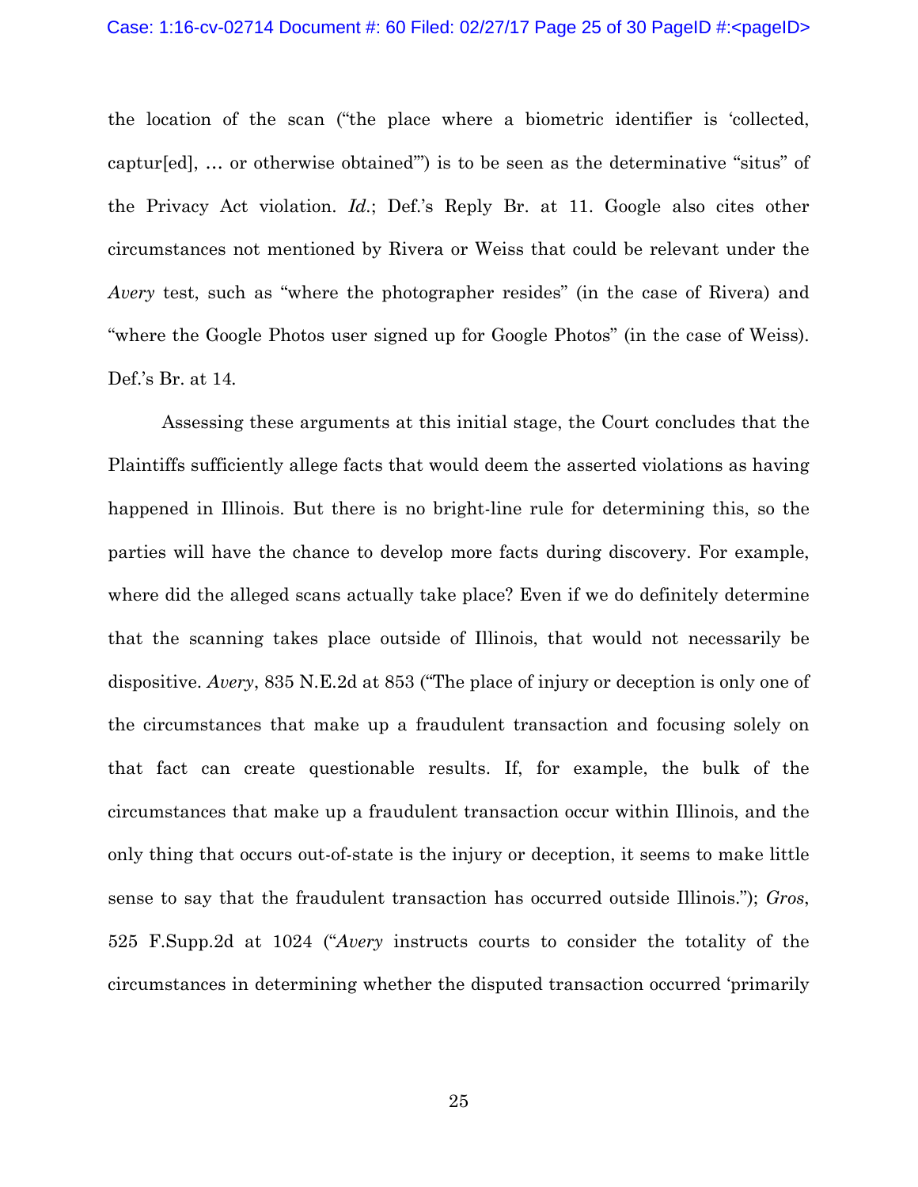the location of the scan ("the place where a biometric identifier is 'collected, captur[ed], … or otherwise obtained'") is to be seen as the determinative "situs" of the Privacy Act violation. *Id.*; Def.'s Reply Br. at 11. Google also cites other circumstances not mentioned by Rivera or Weiss that could be relevant under the *Avery* test, such as "where the photographer resides" (in the case of Rivera) and "where the Google Photos user signed up for Google Photos" (in the case of Weiss). Def.'s Br. at 14.

Assessing these arguments at this initial stage, the Court concludes that the Plaintiffs sufficiently allege facts that would deem the asserted violations as having happened in Illinois. But there is no bright-line rule for determining this, so the parties will have the chance to develop more facts during discovery. For example, where did the alleged scans actually take place? Even if we do definitely determine that the scanning takes place outside of Illinois, that would not necessarily be dispositive. *Avery*, 835 N.E.2d at 853 ("The place of injury or deception is only one of the circumstances that make up a fraudulent transaction and focusing solely on that fact can create questionable results. If, for example, the bulk of the circumstances that make up a fraudulent transaction occur within Illinois, and the only thing that occurs out-of-state is the injury or deception, it seems to make little sense to say that the fraudulent transaction has occurred outside Illinois."); *Gros*, 525 F.Supp.2d at 1024 ("*Avery* instructs courts to consider the totality of the circumstances in determining whether the disputed transaction occurred 'primarily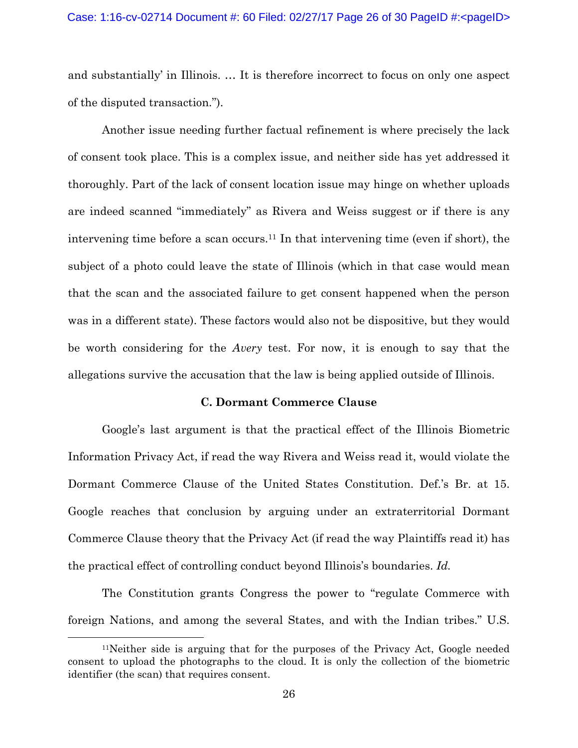and substantially' in Illinois. … It is therefore incorrect to focus on only one aspect of the disputed transaction.").

Another issue needing further factual refinement is where precisely the lack of consent took place. This is a complex issue, and neither side has yet addressed it thoroughly. Part of the lack of consent location issue may hinge on whether uploads are indeed scanned "immediately" as Rivera and Weiss suggest or if there is any intervening time before a scan occurs.[11] In that intervening time (even if short), the subject of a photo could leave the state of Illinois (which in that case would mean that the scan and the associated failure to get consent happened when the person was in a different state). These factors would also not be dispositive, but they would be worth considering for the *Avery* test. For now, it is enough to say that the allegations survive the accusation that the law is being applied outside of Illinois.

### C. Dormant Commerce Clause

Google's last argument is that the practical effect of the Illinois Biometric Information Privacy Act, if read the way Rivera and Weiss read it, would violate the Dormant Commerce Clause of the United States Constitution. Def.'s Br. at 15. Google reaches that conclusion by arguing under an extraterritorial Dormant Commerce Clause theory that the Privacy Act (if read the way Plaintiffs read it) has the practical effect of controlling conduct beyond Illinois's boundaries. *Id.*

The Constitution grants Congress the power to "regulate Commerce with foreign Nations, and among the several States, and with the Indian tribes." U.S.

[11] Neither side is arguing that for the purposes of the Privacy Act, Google needed consent to upload the photographs to the cloud. It is only the collection of the biometric identifier (the scan) that requires consent.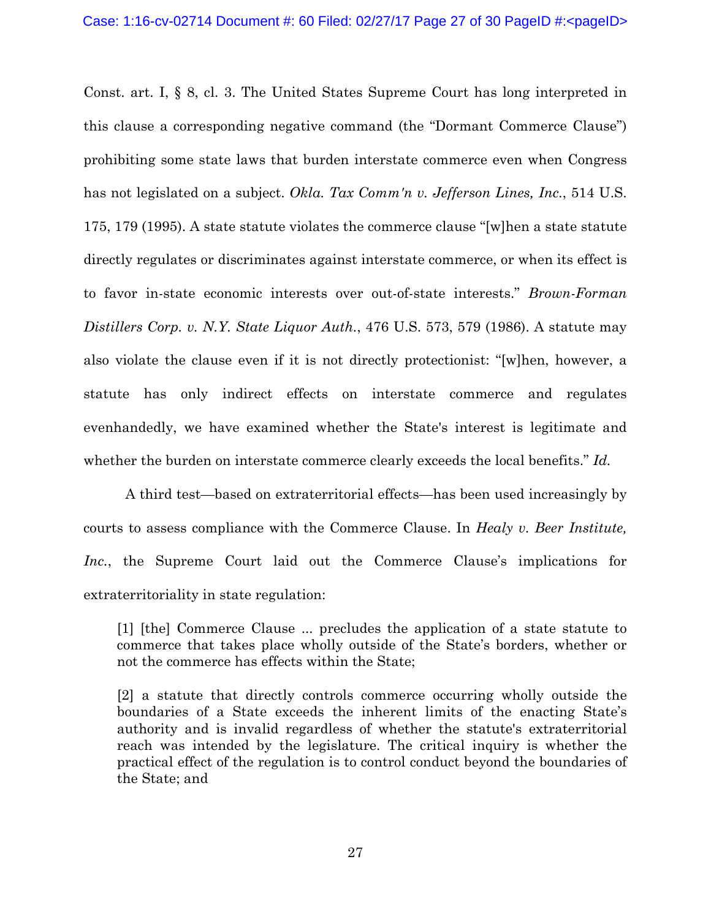Const. art. I, § 8, cl. 3. The United States Supreme Court has long interpreted in this clause a corresponding negative command (the "Dormant Commerce Clause") prohibiting some state laws that burden interstate commerce even when Congress has not legislated on a subject. *Okla. Tax Comm'n v. Jefferson Lines, Inc.*, 514 U.S. 175, 179 (1995). A state statute violates the commerce clause "[w]hen a state statute directly regulates or discriminates against interstate commerce, or when its effect is to favor in-state economic interests over out-of-state interests." *Brown-Forman Distillers Corp. v. N.Y. State Liquor Auth.*, 476 U.S. 573, 579 (1986). A statute may also violate the clause even if it is not directly protectionist: "[w]hen, however, a statute has only indirect effects on interstate commerce and regulates evenhandedly, we have examined whether the State's interest is legitimate and whether the burden on interstate commerce clearly exceeds the local benefits." *Id.*

A third test—based on extraterritorial effects—has been used increasingly by courts to assess compliance with the Commerce Clause. In *Healy v. Beer Institute, Inc.*, the Supreme Court laid out the Commerce Clause's implications for extraterritoriality in state regulation:

> [1] [the] Commerce Clause ... precludes the application of a state statute to commerce that takes place wholly outside of the State's borders, whether or not the commerce has effects within the State;
>
> [2] a statute that directly controls commerce occurring wholly outside the boundaries of a State exceeds the inherent limits of the enacting State's authority and is invalid regardless of whether the statute's extraterritorial reach was intended by the legislature. The critical inquiry is whether the practical effect of the regulation is to control conduct beyond the boundaries of the State; and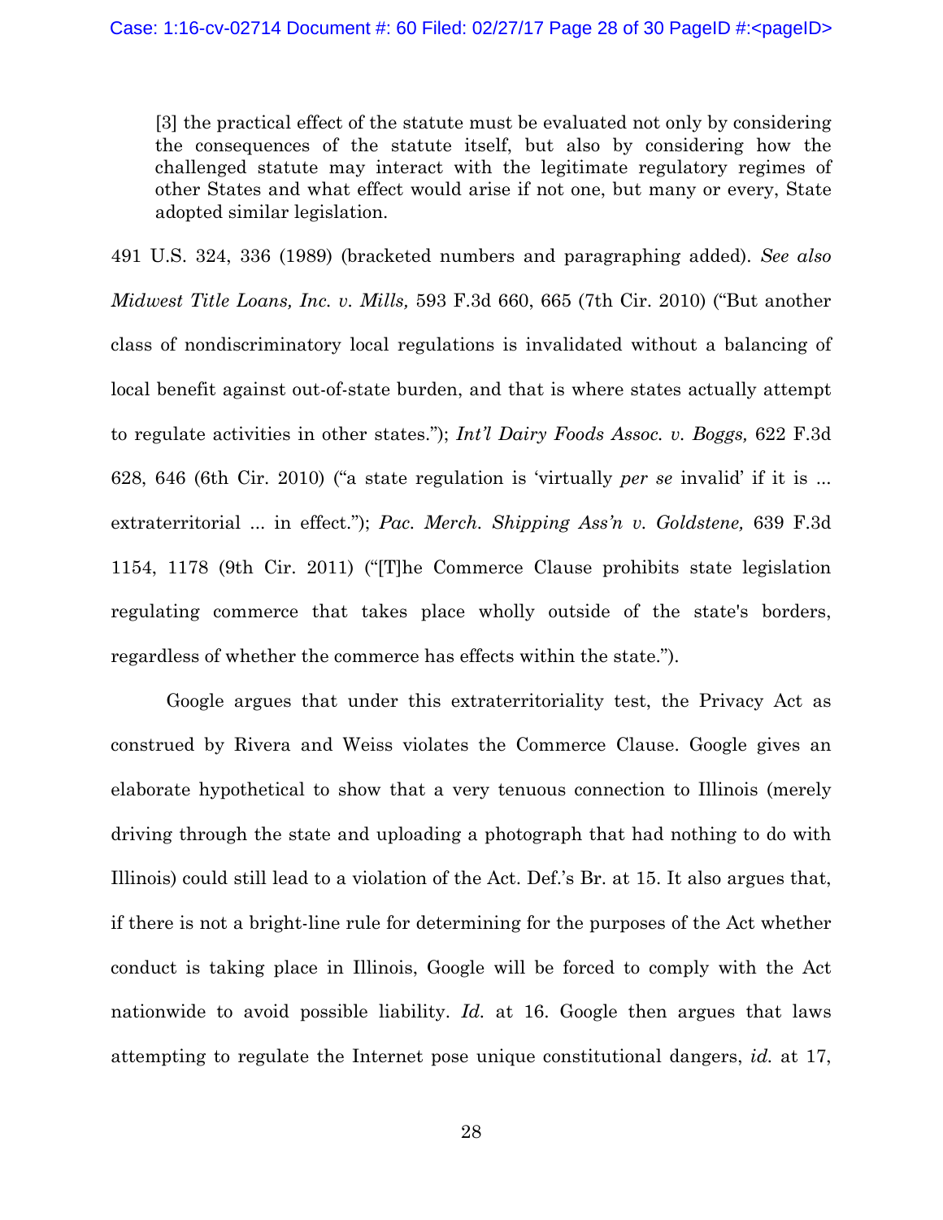> [3] the practical effect of the statute must be evaluated not only by considering the consequences of the statute itself, but also by considering how the challenged statute may interact with the legitimate regulatory regimes of other States and what effect would arise if not one, but many or every, State adopted similar legislation.

491 U.S. 324, 336 (1989) (bracketed numbers and paragraphing added). *See also Midwest Title Loans, Inc. v. Mills,* 593 F.3d 660, 665 (7th Cir. 2010) ("But another class of nondiscriminatory local regulations is invalidated without a balancing of local benefit against out-of-state burden, and that is where states actually attempt to regulate activities in other states."); *Int'l Dairy Foods Assoc. v. Boggs,* 622 F.3d 628, 646 (6th Cir. 2010) ("a state regulation is 'virtually *per se* invalid' if it is ... extraterritorial ... in effect."); *Pac. Merch. Shipping Ass'n v. Goldstene,* 639 F.3d 1154, 1178 (9th Cir. 2011) ("[T]he Commerce Clause prohibits state legislation regulating commerce that takes place wholly outside of the state's borders, regardless of whether the commerce has effects within the state.").

Google argues that under this extraterritoriality test, the Privacy Act as construed by Rivera and Weiss violates the Commerce Clause. Google gives an elaborate hypothetical to show that a very tenuous connection to Illinois (merely driving through the state and uploading a photograph that had nothing to do with Illinois) could still lead to a violation of the Act. Def.'s Br. at 15. It also argues that, if there is not a bright-line rule for determining for the purposes of the Act whether conduct is taking place in Illinois, Google will be forced to comply with the Act nationwide to avoid possible liability. *Id.* at 16. Google then argues that laws attempting to regulate the Internet pose unique constitutional dangers, *id.* at 17,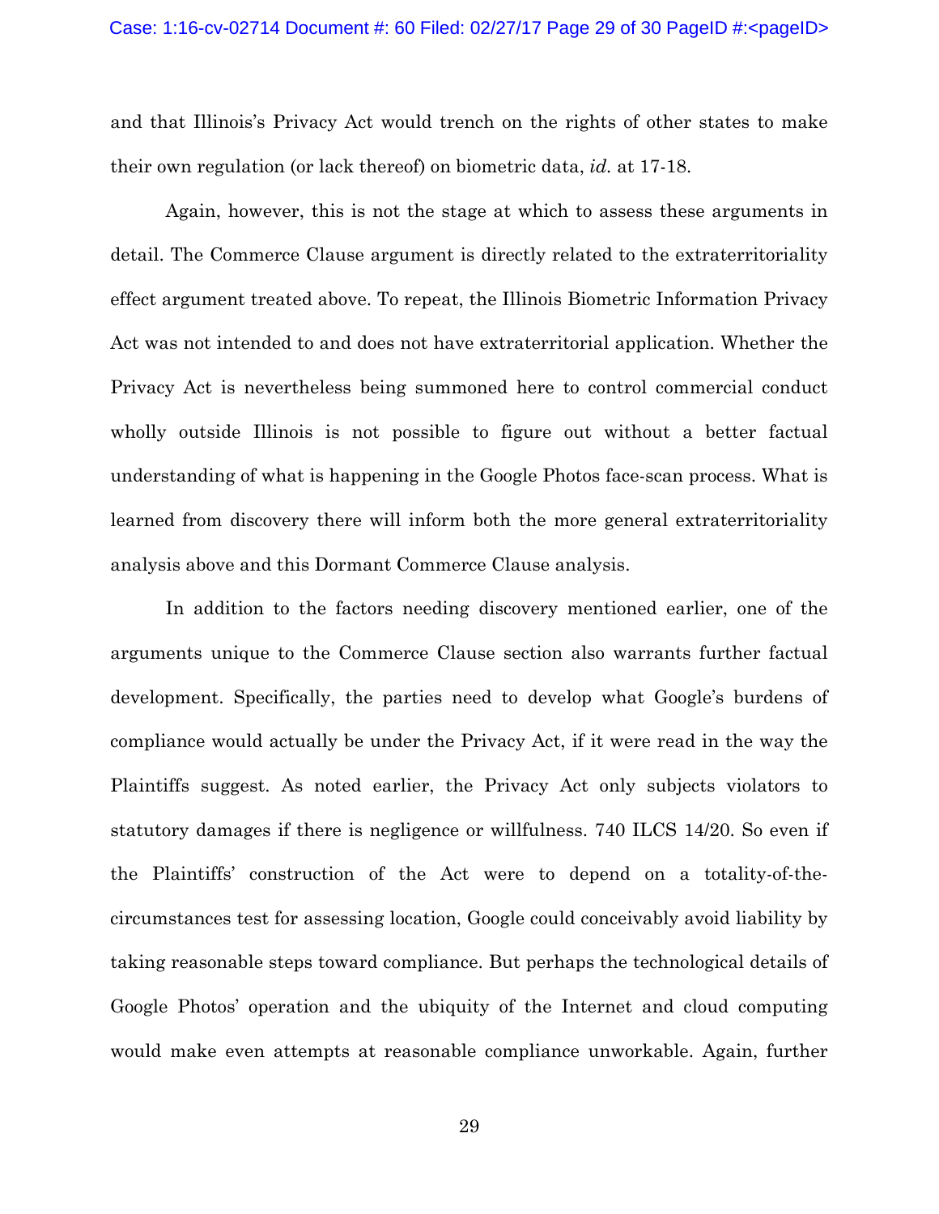and that Illinois's Privacy Act would trench on the rights of other states to make their own regulation (or lack thereof) on biometric data, *id.* at 17-18.

Again, however, this is not the stage at which to assess these arguments in detail. The Commerce Clause argument is directly related to the extraterritoriality effect argument treated above. To repeat, the Illinois Biometric Information Privacy Act was not intended to and does not have extraterritorial application. Whether the Privacy Act is nevertheless being summoned here to control commercial conduct wholly outside Illinois is not possible to figure out without a better factual understanding of what is happening in the Google Photos face-scan process. What is learned from discovery there will inform both the more general extraterritoriality analysis above and this Dormant Commerce Clause analysis.

In addition to the factors needing discovery mentioned earlier, one of the arguments unique to the Commerce Clause section also warrants further factual development. Specifically, the parties need to develop what Google's burdens of compliance would actually be under the Privacy Act, if it were read in the way the Plaintiffs suggest. As noted earlier, the Privacy Act only subjects violators to statutory damages if there is negligence or willfulness. 740 ILCS 14/20. So even if the Plaintiffs' construction of the Act were to depend on a totality-of-the-circumstances test for assessing location, Google could conceivably avoid liability by taking reasonable steps toward compliance. But perhaps the technological details of Google Photos' operation and the ubiquity of the Internet and cloud computing would make even attempts at reasonable compliance unworkable. Again, further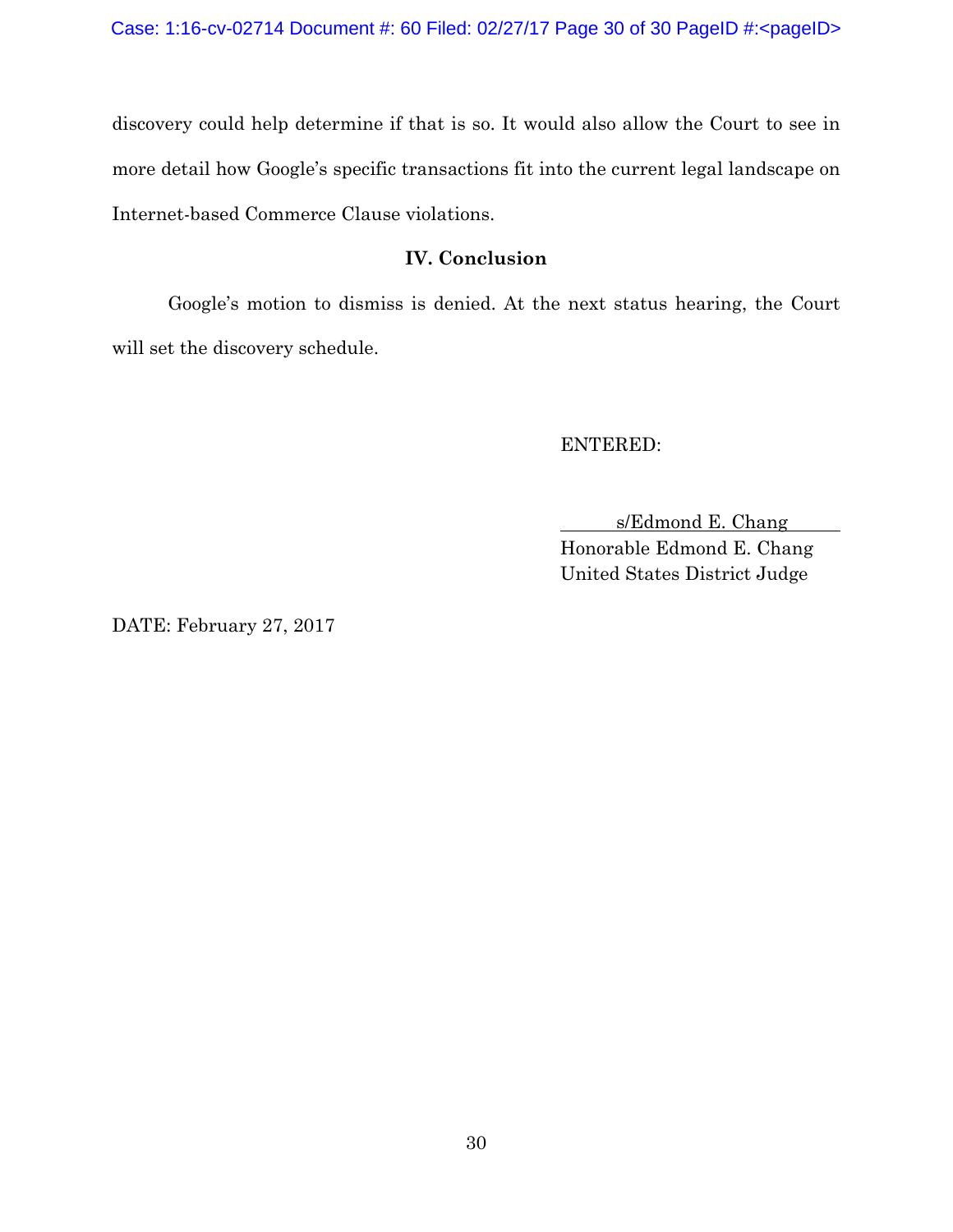discovery could help determine if that is so. It would also allow the Court to see in more detail how Google's specific transactions fit into the current legal landscape on Internet-based Commerce Clause violations.

## IV. Conclusion

Google's motion to dismiss is denied. At the next status hearing, the Court will set the discovery schedule.

ENTERED:

s/Edmond E. Chang
Honorable Edmond E. Chang
United States District Judge

DATE: February 27, 2017